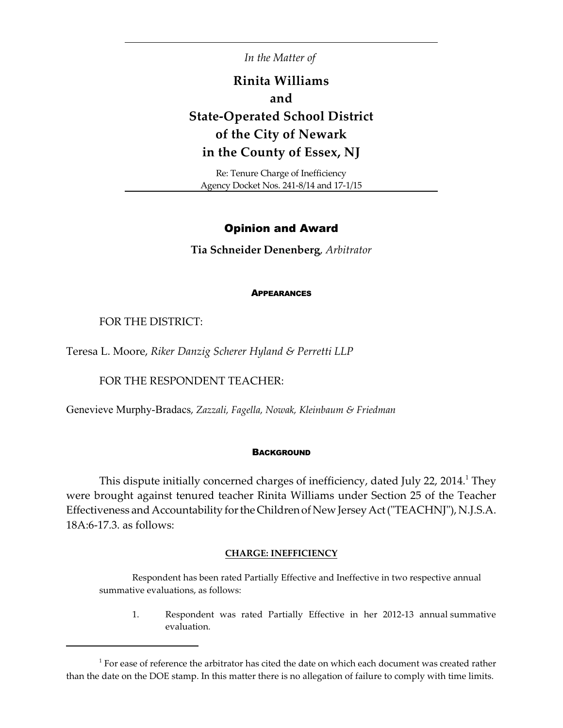*In the Matter of*

# Rinita Williams and State-Operated School District of the City of Newark in the County of Essex, NJ

Re: Tenure Charge of Inefficiency
Agency Docket Nos. 241-8/14 and 17-1/15

## Opinion and Award

**Tia Schneider Denenberg**, *Arbitrator*

### APPEARANCES

FOR THE DISTRICT:

Teresa L. Moore, *Riker Danzig Scherer Hyland & Perretti LLP*

FOR THE RESPONDENT TEACHER:

Genevieve Murphy-Bradacs, *Zazzali, Fagella, Nowak, Kleinbaum & Friedman*

### BACKGROUND

This dispute initially concerned charges of inefficiency, dated July 22, 2014.[1] They were brought against tenured teacher Rinita Williams under Section 25 of the Teacher Effectiveness and Accountability for the Children of New Jersey Act ("TEACHNJ"), N.J.S.A. 18A:6-17.3. as follows:

**CHARGE: INEFFICIENCY**

Respondent has been rated Partially Effective and Ineffective in two respective annual summative evaluations, as follows:

1. Respondent was rated Partially Effective in her 2012-13 annual summative evaluation.

---

[1] For ease of reference the arbitrator has cited the date on which each document was created rather than the date on the DOE stamp. In this matter there is no allegation of failure to comply with time limits.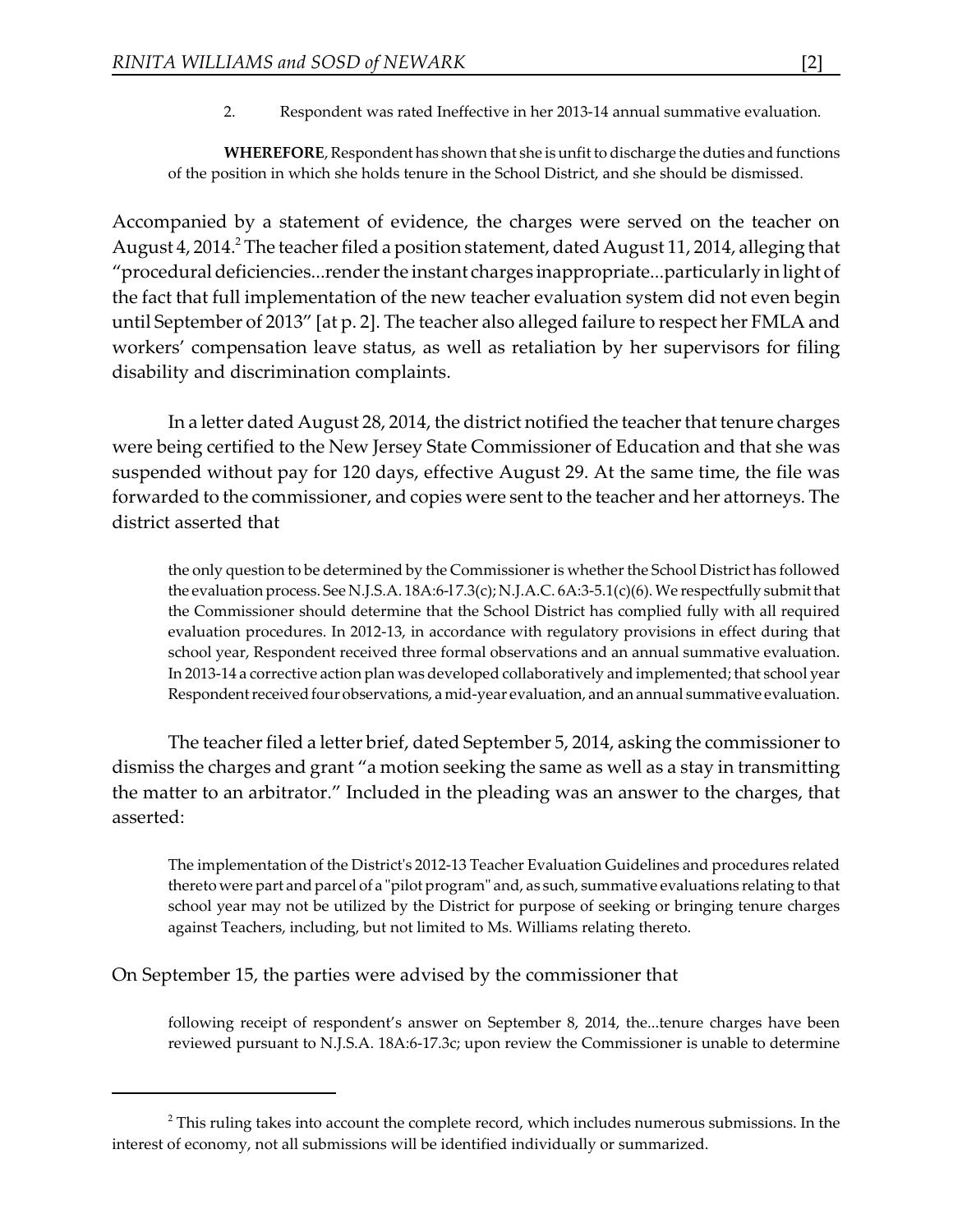2. Respondent was rated Ineffective in her 2013-14 annual summative evaluation.

> **WHEREFORE**, Respondent has shown that she is unfit to discharge the duties and functions of the position in which she holds tenure in the School District, and she should be dismissed.

Accompanied by a statement of evidence, the charges were served on the teacher on August 4, 2014.[2] The teacher filed a position statement, dated August 11, 2014, alleging that "procedural deficiencies...render the instant charges inappropriate...particularly in light of the fact that full implementation of the new teacher evaluation system did not even begin until September of 2013" [at p. 2]. The teacher also alleged failure to respect her FMLA and workers' compensation leave status, as well as retaliation by her supervisors for filing disability and discrimination complaints.

In a letter dated August 28, 2014, the district notified the teacher that tenure charges were being certified to the New Jersey State Commissioner of Education and that she was suspended without pay for 120 days, effective August 29. At the same time, the file was forwarded to the commissioner, and copies were sent to the teacher and her attorneys. The district asserted that

> the only question to be determined by the Commissioner is whether the School District has followed the evaluation process. See N.J.S.A. 18A:6-17.3(c); N.J.A.C. 6A:3-5.1(c)(6). We respectfully submit that the Commissioner should determine that the School District has complied fully with all required evaluation procedures. In 2012-13, in accordance with regulatory provisions in effect during that school year, Respondent received three formal observations and an annual summative evaluation. In 2013-14 a corrective action plan was developed collaboratively and implemented; that school year Respondent received four observations, a mid-year evaluation, and an annual summative evaluation.

The teacher filed a letter brief, dated September 5, 2014, asking the commissioner to dismiss the charges and grant "a motion seeking the same as well as a stay in transmitting the matter to an arbitrator." Included in the pleading was an answer to the charges, that asserted:

> The implementation of the District's 2012-13 Teacher Evaluation Guidelines and procedures related thereto were part and parcel of a "pilot program" and, as such, summative evaluations relating to that school year may not be utilized by the District for purpose of seeking or bringing tenure charges against Teachers, including, but not limited to Ms. Williams relating thereto.

On September 15, the parties were advised by the commissioner that

> following receipt of respondent's answer on September 8, 2014, the...tenure charges have been reviewed pursuant to N.J.S.A. 18A:6-17.3c; upon review the Commissioner is unable to determine

---

[2] This ruling takes into account the complete record, which includes numerous submissions. In the interest of economy, not all submissions will be identified individually or summarized.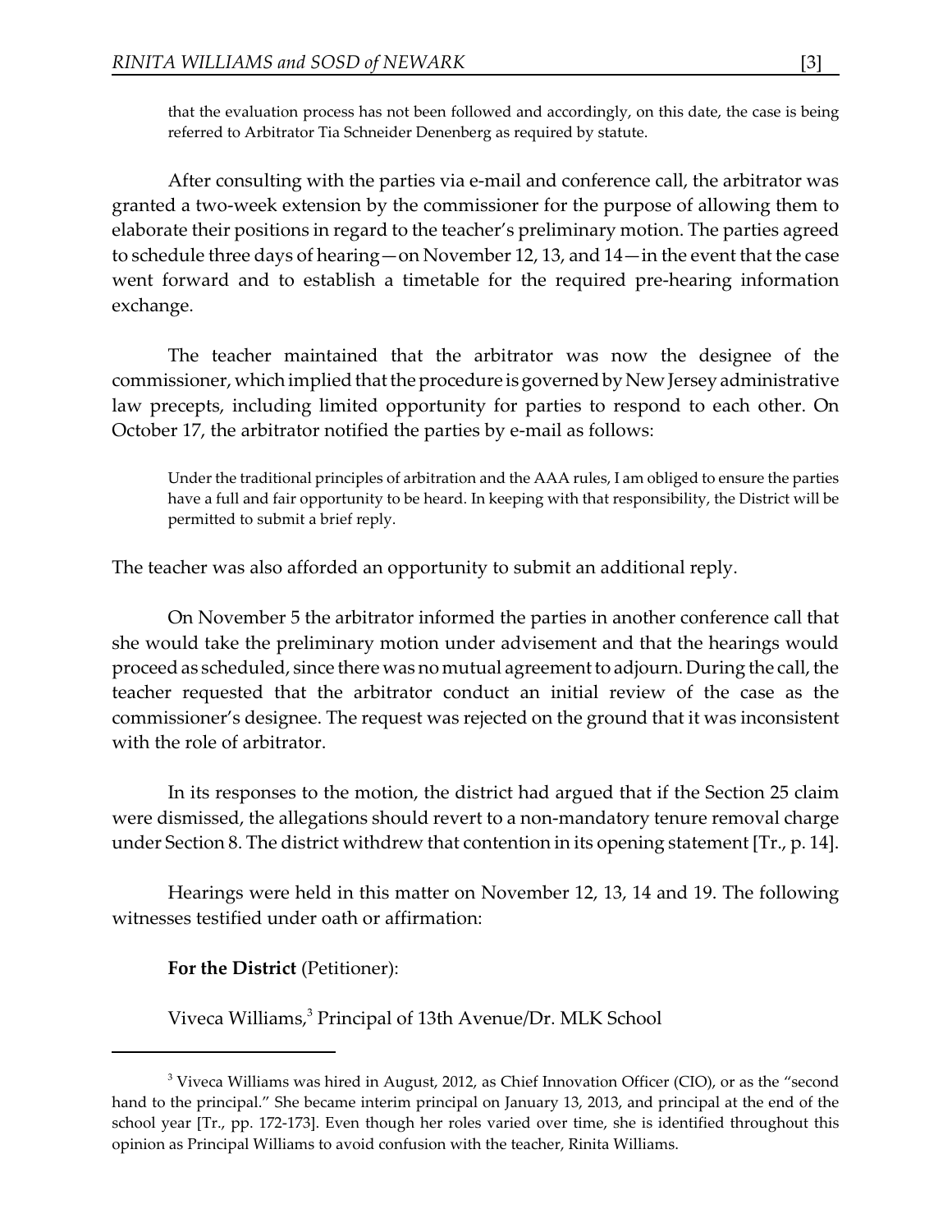> that the evaluation process has not been followed and accordingly, on this date, the case is being referred to Arbitrator Tia Schneider Denenberg as required by statute.

After consulting with the parties via e-mail and conference call, the arbitrator was granted a two-week extension by the commissioner for the purpose of allowing them to elaborate their positions in regard to the teacher's preliminary motion. The parties agreed to schedule three days of hearing—on November 12, 13, and 14—in the event that the case went forward and to establish a timetable for the required pre-hearing information exchange.

The teacher maintained that the arbitrator was now the designee of the commissioner, which implied that the procedure is governed by New Jersey administrative law precepts, including limited opportunity for parties to respond to each other. On October 17, the arbitrator notified the parties by e-mail as follows:

> Under the traditional principles of arbitration and the AAA rules, I am obliged to ensure the parties have a full and fair opportunity to be heard. In keeping with that responsibility, the District will be permitted to submit a brief reply.

The teacher was also afforded an opportunity to submit an additional reply.

On November 5 the arbitrator informed the parties in another conference call that she would take the preliminary motion under advisement and that the hearings would proceed as scheduled, since there was no mutual agreement to adjourn. During the call, the teacher requested that the arbitrator conduct an initial review of the case as the commissioner's designee. The request was rejected on the ground that it was inconsistent with the role of arbitrator.

In its responses to the motion, the district had argued that if the Section 25 claim were dismissed, the allegations should revert to a non-mandatory tenure removal charge under Section 8. The district withdrew that contention in its opening statement [Tr., p. 14].

Hearings were held in this matter on November 12, 13, 14 and 19. The following witnesses testified under oath or affirmation:

**For the District** (Petitioner):

Viveca Williams,[3] Principal of 13th Avenue/Dr. MLK School

---

[3] Viveca Williams was hired in August, 2012, as Chief Innovation Officer (CIO), or as the "second hand to the principal." She became interim principal on January 13, 2013, and principal at the end of the school year [Tr., pp. 172-173]. Even though her roles varied over time, she is identified throughout this opinion as Principal Williams to avoid confusion with the teacher, Rinita Williams.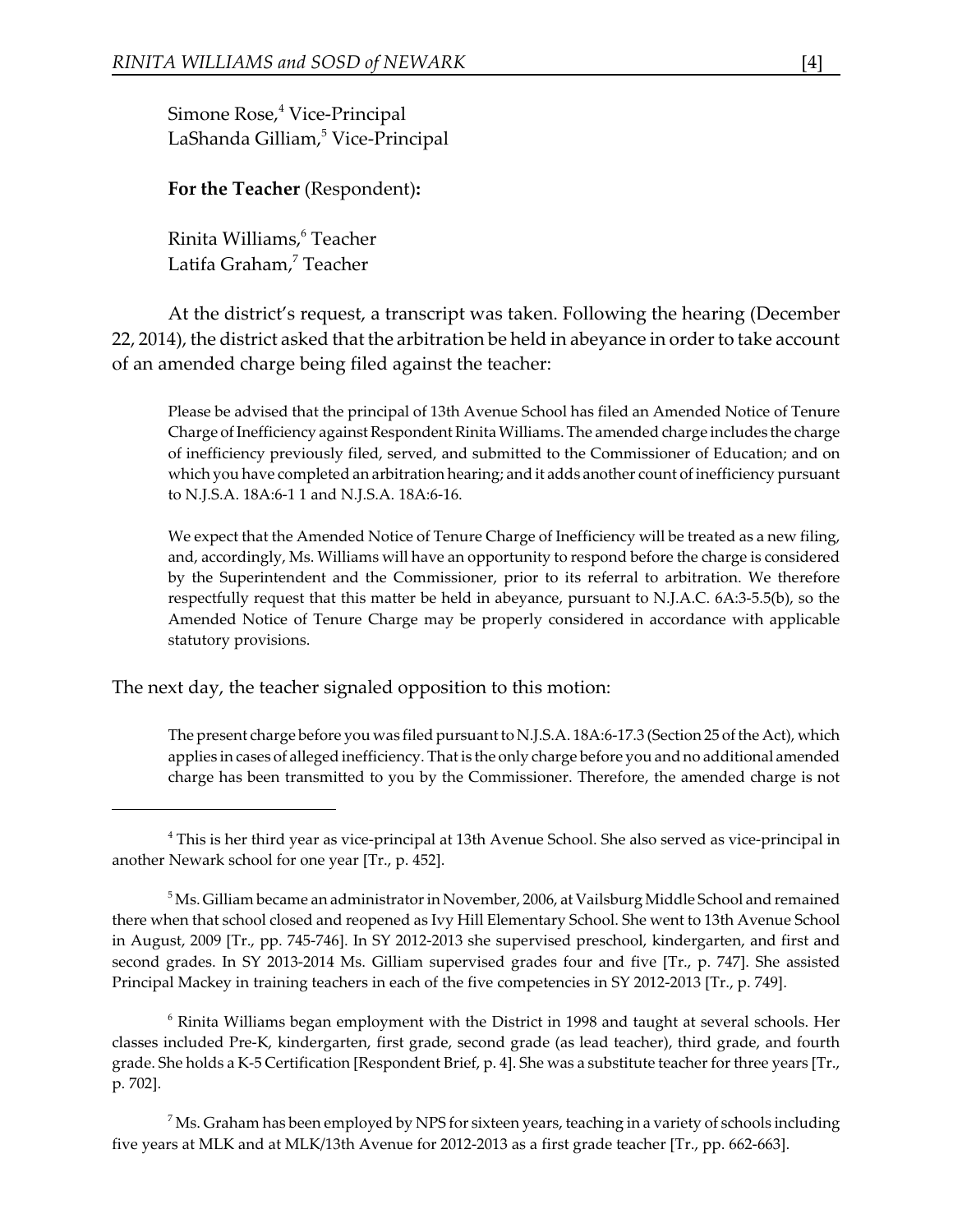Simone Rose,[4] Vice-Principal
LaShanda Gilliam,[5] Vice-Principal

**For the Teacher** (Respondent)**:**

Rinita Williams,[6] Teacher
Latifa Graham,[7] Teacher

At the district's request, a transcript was taken. Following the hearing (December 22, 2014), the district asked that the arbitration be held in abeyance in order to take account of an amended charge being filed against the teacher:

> Please be advised that the principal of 13th Avenue School has filed an Amended Notice of Tenure Charge of Inefficiency against Respondent Rinita Williams. The amended charge includes the charge of inefficiency previously filed, served, and submitted to the Commissioner of Education; and on which you have completed an arbitration hearing; and it adds another count of inefficiency pursuant to N.J.S.A. 18A:6-1 1 and N.J.S.A. 18A:6-16.
>
> We expect that the Amended Notice of Tenure Charge of Inefficiency will be treated as a new filing, and, accordingly, Ms. Williams will have an opportunity to respond before the charge is considered by the Superintendent and the Commissioner, prior to its referral to arbitration. We therefore respectfully request that this matter be held in abeyance, pursuant to N.J.A.C. 6A:3-5.5(b), so the Amended Notice of Tenure Charge may be properly considered in accordance with applicable statutory provisions.

The next day, the teacher signaled opposition to this motion:

> The present charge before you was filed pursuant to N.J.S.A. 18A:6-17.3 (Section 25 of the Act), which applies in cases of alleged inefficiency. That is the only charge before you and no additional amended charge has been transmitted to you by the Commissioner. Therefore, the amended charge is not

---

[4] This is her third year as vice-principal at 13th Avenue School. She also served as vice-principal in another Newark school for one year [Tr., p. 452].

[5] Ms. Gilliam became an administrator in November, 2006, at Vailsburg Middle School and remained there when that school closed and reopened as Ivy Hill Elementary School. She went to 13th Avenue School in August, 2009 [Tr., pp. 745-746]. In SY 2012-2013 she supervised preschool, kindergarten, and first and second grades. In SY 2013-2014 Ms. Gilliam supervised grades four and five [Tr., p. 747]. She assisted Principal Mackey in training teachers in each of the five competencies in SY 2012-2013 [Tr., p. 749].

[6] Rinita Williams began employment with the District in 1998 and taught at several schools. Her classes included Pre-K, kindergarten, first grade, second grade (as lead teacher), third grade, and fourth grade. She holds a K-5 Certification [Respondent Brief, p. 4]. She was a substitute teacher for three years [Tr., p. 702].

[7] Ms. Graham has been employed by NPS for sixteen years, teaching in a variety of schools including five years at MLK and at MLK/13th Avenue for 2012-2013 as a first grade teacher [Tr., pp. 662-663].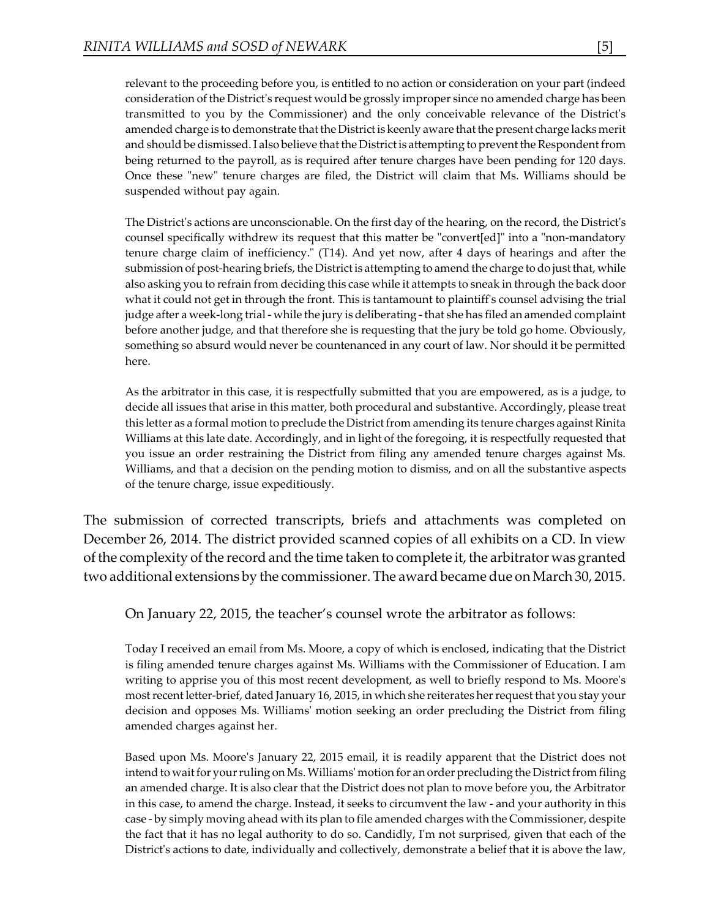relevant to the proceeding before you, is entitled to no action or consideration on your part (indeed consideration of the District's request would be grossly improper since no amended charge has been transmitted to you by the Commissioner) and the only conceivable relevance of the District's amended charge is to demonstrate that the District is keenly aware that the present charge lacks merit and should be dismissed. I also believe that the District is attempting to prevent the Respondent from being returned to the payroll, as is required after tenure charges have been pending for 120 days. Once these "new" tenure charges are filed, the District will claim that Ms. Williams should be suspended without pay again.

> The District's actions are unconscionable. On the first day of the hearing, on the record, the District's counsel specifically withdrew its request that this matter be "convert[ed]" into a "non-mandatory tenure charge claim of inefficiency." (T14). And yet now, after 4 days of hearings and after the submission of post-hearing briefs, the District is attempting to amend the charge to do just that, while also asking you to refrain from deciding this case while it attempts to sneak in through the back door what it could not get in through the front. This is tantamount to plaintiff's counsel advising the trial judge after a week-long trial - while the jury is deliberating - that she has filed an amended complaint before another judge, and that therefore she is requesting that the jury be told go home. Obviously, something so absurd would never be countenanced in any court of law. Nor should it be permitted here.
>
> As the arbitrator in this case, it is respectfully submitted that you are empowered, as is a judge, to decide all issues that arise in this matter, both procedural and substantive. Accordingly, please treat this letter as a formal motion to preclude the District from amending its tenure charges against Rinita Williams at this late date. Accordingly, and in light of the foregoing, it is respectfully requested that you issue an order restraining the District from filing any amended tenure charges against Ms. Williams, and that a decision on the pending motion to dismiss, and on all the substantive aspects of the tenure charge, issue expeditiously.

The submission of corrected transcripts, briefs and attachments was completed on December 26, 2014. The district provided scanned copies of all exhibits on a CD. In view of the complexity of the record and the time taken to complete it, the arbitrator was granted two additional extensions by the commissioner. The award became due on March 30, 2015.

On January 22, 2015, the teacher's counsel wrote the arbitrator as follows:

> Today I received an email from Ms. Moore, a copy of which is enclosed, indicating that the District is filing amended tenure charges against Ms. Williams with the Commissioner of Education. I am writing to apprise you of this most recent development, as well to briefly respond to Ms. Moore's most recent letter-brief, dated January 16, 2015, in which she reiterates her request that you stay your decision and opposes Ms. Williams' motion seeking an order precluding the District from filing amended charges against her.
>
> Based upon Ms. Moore's January 22, 2015 email, it is readily apparent that the District does not intend to wait for your ruling on Ms. Williams' motion for an order precluding the District from filing an amended charge. It is also clear that the District does not plan to move before you, the Arbitrator in this case, to amend the charge. Instead, it seeks to circumvent the law - and your authority in this case - by simply moving ahead with its plan to file amended charges with the Commissioner, despite the fact that it has no legal authority to do so. Candidly, I'm not surprised, given that each of the District's actions to date, individually and collectively, demonstrate a belief that it is above the law,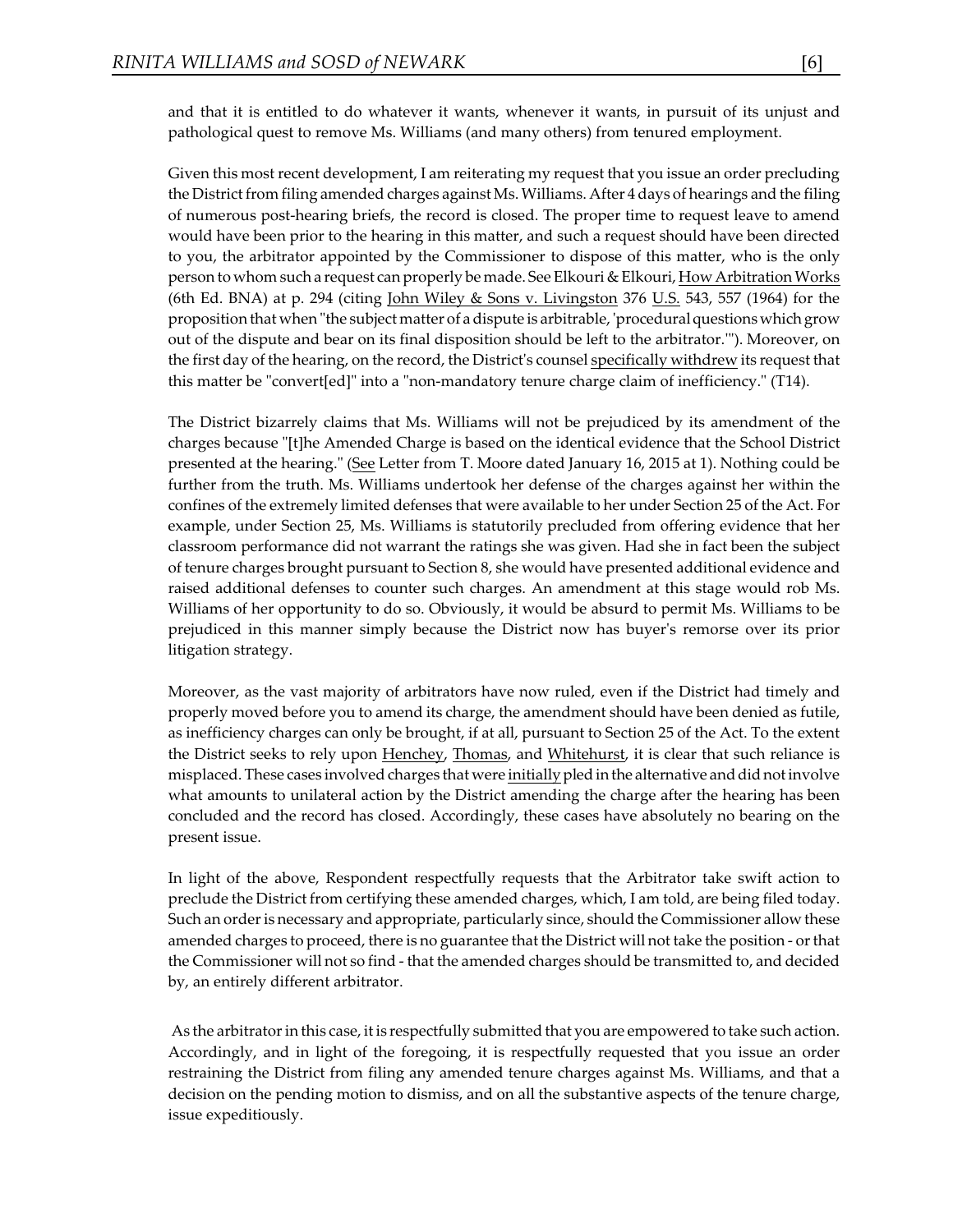and that it is entitled to do whatever it wants, whenever it wants, in pursuit of its unjust and pathological quest to remove Ms. Williams (and many others) from tenured employment.

Given this most recent development, I am reiterating my request that you issue an order precluding the District from filing amended charges against Ms. Williams. After 4 days of hearings and the filing of numerous post-hearing briefs, the record is closed. The proper time to request leave to amend would have been prior to the hearing in this matter, and such a request should have been directed to you, the arbitrator appointed by the Commissioner to dispose of this matter, who is the only person to whom such a request can properly be made. See Elkouri & Elkouri, How Arbitration Works (6th Ed. BNA) at p. 294 (citing John Wiley & Sons v. Livingston 376 U.S. 543, 557 (1964) for the proposition that when "the subject matter of a dispute is arbitrable, 'procedural questions which grow out of the dispute and bear on its final disposition should be left to the arbitrator.'"). Moreover, on the first day of the hearing, on the record, the District's counsel specifically withdrew its request that this matter be "convert[ed]" into a "non-mandatory tenure charge claim of inefficiency." (T14).

The District bizarrely claims that Ms. Williams will not be prejudiced by its amendment of the charges because "[t]he Amended Charge is based on the identical evidence that the School District presented at the hearing." (See Letter from T. Moore dated January 16, 2015 at 1). Nothing could be further from the truth. Ms. Williams undertook her defense of the charges against her within the confines of the extremely limited defenses that were available to her under Section 25 of the Act. For example, under Section 25, Ms. Williams is statutorily precluded from offering evidence that her classroom performance did not warrant the ratings she was given. Had she in fact been the subject of tenure charges brought pursuant to Section 8, she would have presented additional evidence and raised additional defenses to counter such charges. An amendment at this stage would rob Ms. Williams of her opportunity to do so. Obviously, it would be absurd to permit Ms. Williams to be prejudiced in this manner simply because the District now has buyer's remorse over its prior litigation strategy.

Moreover, as the vast majority of arbitrators have now ruled, even if the District had timely and properly moved before you to amend its charge, the amendment should have been denied as futile, as inefficiency charges can only be brought, if at all, pursuant to Section 25 of the Act. To the extent the District seeks to rely upon Henchey, Thomas, and Whitehurst, it is clear that such reliance is misplaced. These cases involved charges that were initially pled in the alternative and did not involve what amounts to unilateral action by the District amending the charge after the hearing has been concluded and the record has closed. Accordingly, these cases have absolutely no bearing on the present issue.

In light of the above, Respondent respectfully requests that the Arbitrator take swift action to preclude the District from certifying these amended charges, which, I am told, are being filed today. Such an order is necessary and appropriate, particularly since, should the Commissioner allow these amended charges to proceed, there is no guarantee that the District will not take the position - or that the Commissioner will not so find - that the amended charges should be transmitted to, and decided by, an entirely different arbitrator.

As the arbitrator in this case, it is respectfully submitted that you are empowered to take such action. Accordingly, and in light of the foregoing, it is respectfully requested that you issue an order restraining the District from filing any amended tenure charges against Ms. Williams, and that a decision on the pending motion to dismiss, and on all the substantive aspects of the tenure charge, issue expeditiously.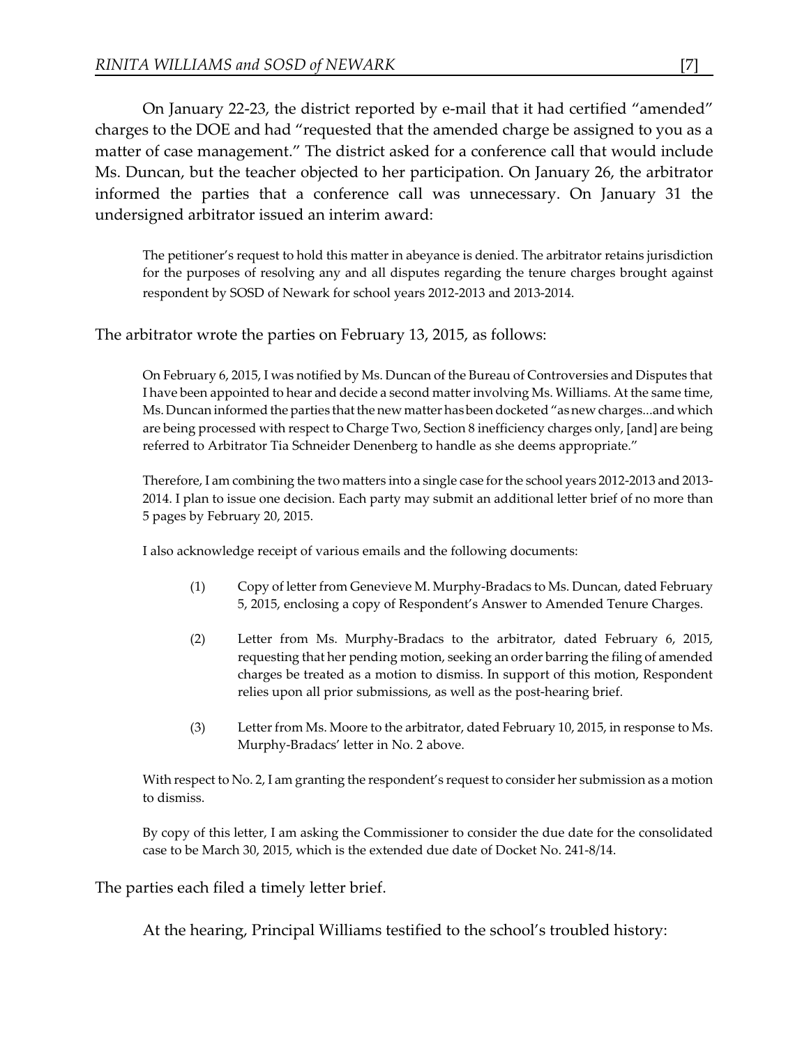On January 22-23, the district reported by e-mail that it had certified "amended" charges to the DOE and had "requested that the amended charge be assigned to you as a matter of case management." The district asked for a conference call that would include Ms. Duncan, but the teacher objected to her participation. On January 26, the arbitrator informed the parties that a conference call was unnecessary. On January 31 the undersigned arbitrator issued an interim award:

> The petitioner's request to hold this matter in abeyance is denied. The arbitrator retains jurisdiction for the purposes of resolving any and all disputes regarding the tenure charges brought against respondent by SOSD of Newark for school years 2012-2013 and 2013-2014.

The arbitrator wrote the parties on February 13, 2015, as follows:

> On February 6, 2015, I was notified by Ms. Duncan of the Bureau of Controversies and Disputes that I have been appointed to hear and decide a second matter involving Ms. Williams. At the same time, Ms. Duncan informed the parties that the new matter has been docketed "as new charges...and which are being processed with respect to Charge Two, Section 8 inefficiency charges only, [and] are being referred to Arbitrator Tia Schneider Denenberg to handle as she deems appropriate."
>
> Therefore, I am combining the two matters into a single case for the school years 2012-2013 and 2013-2014. I plan to issue one decision. Each party may submit an additional letter brief of no more than 5 pages by February 20, 2015.
>
> I also acknowledge receipt of various emails and the following documents:
>
> (1) Copy of letter from Genevieve M. Murphy-Bradacs to Ms. Duncan, dated February 5, 2015, enclosing a copy of Respondent's Answer to Amended Tenure Charges.
>
> (2) Letter from Ms. Murphy-Bradacs to the arbitrator, dated February 6, 2015, requesting that her pending motion, seeking an order barring the filing of amended charges be treated as a motion to dismiss. In support of this motion, Respondent relies upon all prior submissions, as well as the post-hearing brief.
>
> (3) Letter from Ms. Moore to the arbitrator, dated February 10, 2015, in response to Ms. Murphy-Bradacs' letter in No. 2 above.
>
> With respect to No. 2, I am granting the respondent's request to consider her submission as a motion to dismiss.
>
> By copy of this letter, I am asking the Commissioner to consider the due date for the consolidated case to be March 30, 2015, which is the extended due date of Docket No. 241-8/14.

The parties each filed a timely letter brief.

At the hearing, Principal Williams testified to the school's troubled history: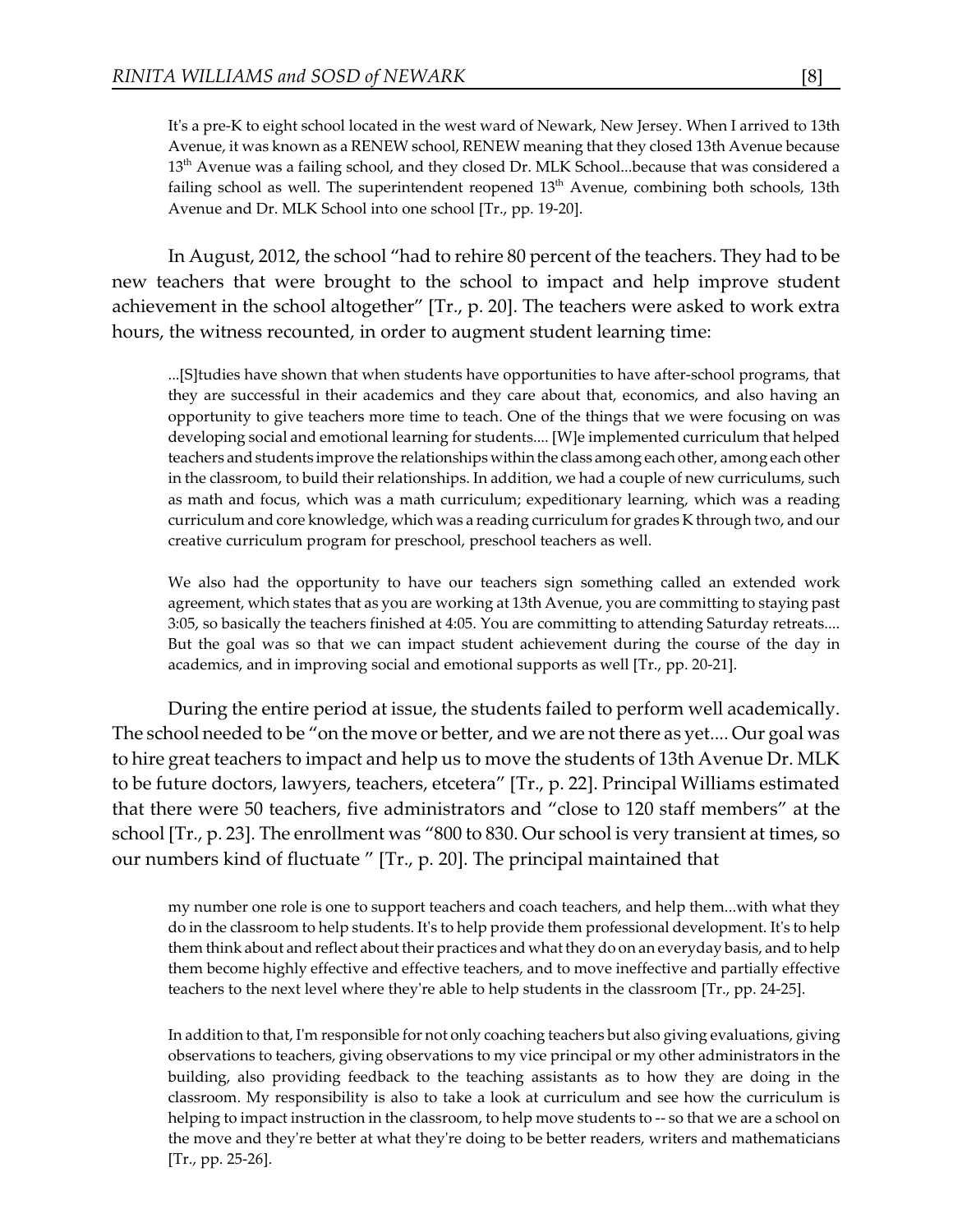> It's a pre-K to eight school located in the west ward of Newark, New Jersey. When I arrived to 13th Avenue, it was known as a RENEW school, RENEW meaning that they closed 13th Avenue because 13th Avenue was a failing school, and they closed Dr. MLK School...because that was considered a failing school as well. The superintendent reopened 13th Avenue, combining both schools, 13th Avenue and Dr. MLK School into one school [Tr., pp. 19-20].

In August, 2012, the school "had to rehire 80 percent of the teachers. They had to be new teachers that were brought to the school to impact and help improve student achievement in the school altogether" [Tr., p. 20]. The teachers were asked to work extra hours, the witness recounted, in order to augment student learning time:

> ...[S]tudies have shown that when students have opportunities to have after-school programs, that they are successful in their academics and they care about that, economics, and also having an opportunity to give teachers more time to teach. One of the things that we were focusing on was developing social and emotional learning for students.... [W]e implemented curriculum that helped teachers and students improve the relationships within the class among each other, among each other in the classroom, to build their relationships. In addition, we had a couple of new curriculums, such as math and focus, which was a math curriculum; expeditionary learning, which was a reading curriculum and core knowledge, which was a reading curriculum for grades K through two, and our creative curriculum program for preschool, preschool teachers as well.
>
> We also had the opportunity to have our teachers sign something called an extended work agreement, which states that as you are working at 13th Avenue, you are committing to staying past 3:05, so basically the teachers finished at 4:05. You are committing to attending Saturday retreats.... But the goal was so that we can impact student achievement during the course of the day in academics, and in improving social and emotional supports as well [Tr., pp. 20-21].

During the entire period at issue, the students failed to perform well academically. The school needed to be "on the move or better, and we are not there as yet.... Our goal was to hire great teachers to impact and help us to move the students of 13th Avenue Dr. MLK to be future doctors, lawyers, teachers, etcetera" [Tr., p. 22]. Principal Williams estimated that there were 50 teachers, five administrators and "close to 120 staff members" at the school [Tr., p. 23]. The enrollment was "800 to 830. Our school is very transient at times, so our numbers kind of fluctuate " [Tr., p. 20]. The principal maintained that

> my number one role is one to support teachers and coach teachers, and help them...with what they do in the classroom to help students. It's to help provide them professional development. It's to help them think about and reflect about their practices and what they do on an everyday basis, and to help them become highly effective and effective teachers, and to move ineffective and partially effective teachers to the next level where they're able to help students in the classroom [Tr., pp. 24-25].
>
> In addition to that, I'm responsible for not only coaching teachers but also giving evaluations, giving observations to teachers, giving observations to my vice principal or my other administrators in the building, also providing feedback to the teaching assistants as to how they are doing in the classroom. My responsibility is also to take a look at curriculum and see how the curriculum is helping to impact instruction in the classroom, to help move students to -- so that we are a school on the move and they're better at what they're doing to be better readers, writers and mathematicians [Tr., pp. 25-26].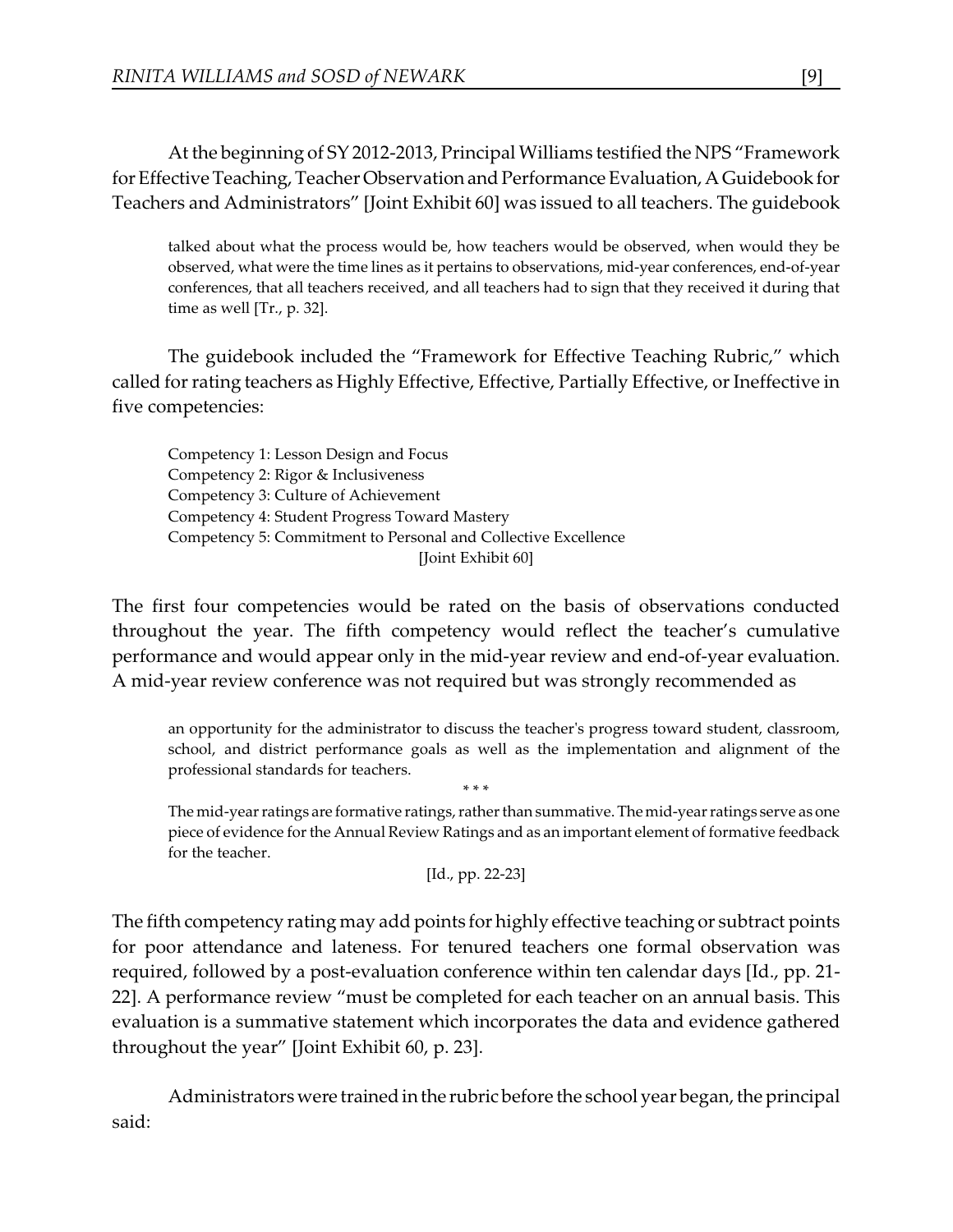At the beginning of SY 2012-2013, Principal Williams testified the NPS "Framework for Effective Teaching, Teacher Observation and Performance Evaluation, A Guidebook for Teachers and Administrators" [Joint Exhibit 60] was issued to all teachers. The guidebook

> talked about what the process would be, how teachers would be observed, when would they be observed, what were the time lines as it pertains to observations, mid-year conferences, end-of-year conferences, that all teachers received, and all teachers had to sign that they received it during that time as well [Tr., p. 32].

The guidebook included the "Framework for Effective Teaching Rubric," which called for rating teachers as Highly Effective, Effective, Partially Effective, or Ineffective in five competencies:

> Competency 1: Lesson Design and Focus
> Competency 2: Rigor & Inclusiveness
> Competency 3: Culture of Achievement
> Competency 4: Student Progress Toward Mastery
> Competency 5: Commitment to Personal and Collective Excellence
> [Joint Exhibit 60]

The first four competencies would be rated on the basis of observations conducted throughout the year. The fifth competency would reflect the teacher's cumulative performance and would appear only in the mid-year review and end-of-year evaluation. A mid-year review conference was not required but was strongly recommended as

> an opportunity for the administrator to discuss the teacher's progress toward student, classroom, school, and district performance goals as well as the implementation and alignment of the professional standards for teachers.
>
> \* \* \*
>
> The mid-year ratings are formative ratings, rather than summative. The mid-year ratings serve as one piece of evidence for the Annual Review Ratings and as an important element of formative feedback for the teacher.
>
> [Id., pp. 22-23]

The fifth competency rating may add points for highly effective teaching or subtract points for poor attendance and lateness. For tenured teachers one formal observation was required, followed by a post-evaluation conference within ten calendar days [Id., pp. 21-22]. A performance review "must be completed for each teacher on an annual basis. This evaluation is a summative statement which incorporates the data and evidence gathered throughout the year" [Joint Exhibit 60, p. 23].

Administrators were trained in the rubric before the school year began, the principal said: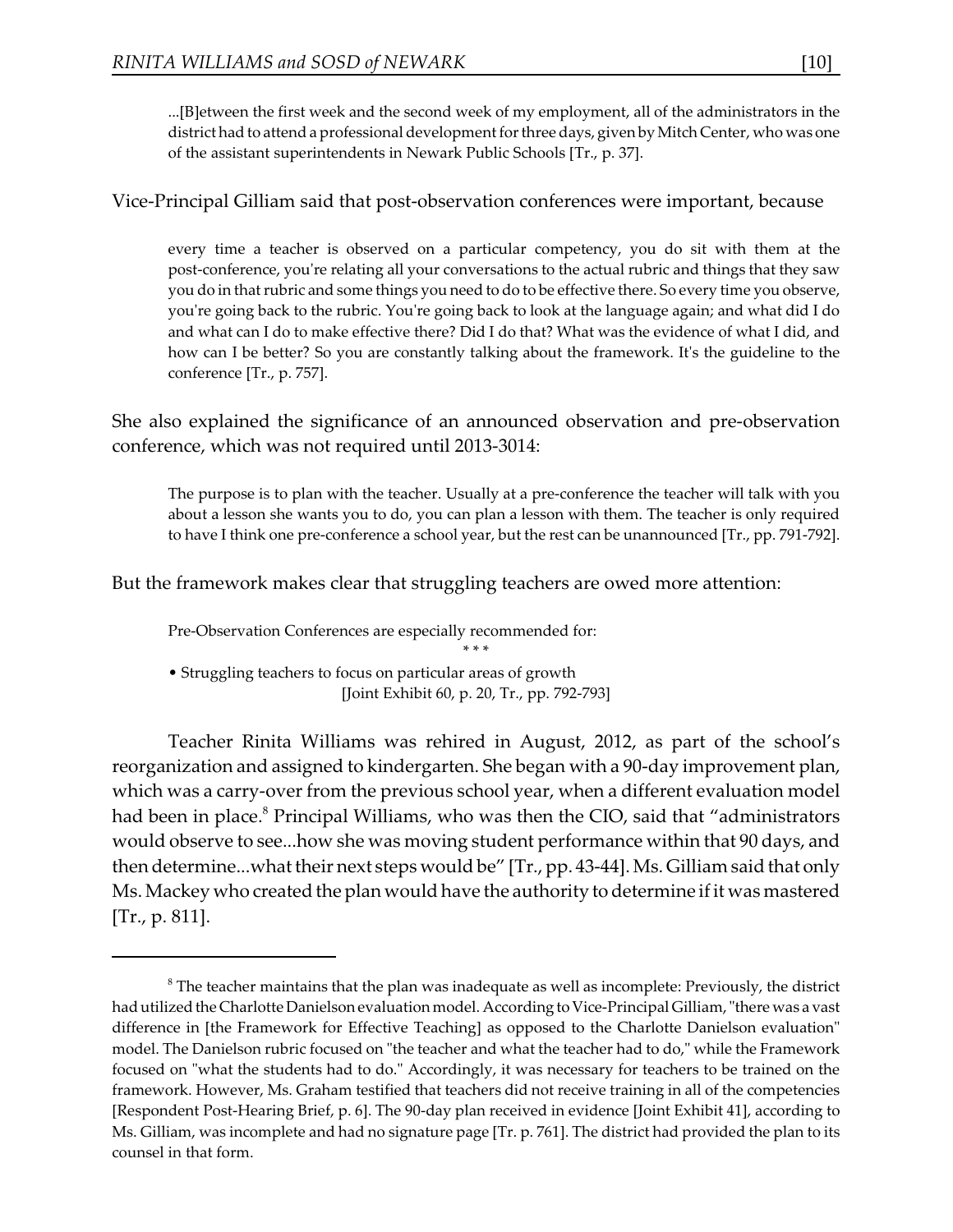...[B]etween the first week and the second week of my employment, all of the administrators in the district had to attend a professional development for three days, given by Mitch Center, who was one of the assistant superintendents in Newark Public Schools [Tr., p. 37].

Vice-Principal Gilliam said that post-observation conferences were important, because

> every time a teacher is observed on a particular competency, you do sit with them at the post-conference, you're relating all your conversations to the actual rubric and things that they saw you do in that rubric and some things you need to do to be effective there. So every time you observe, you're going back to the rubric. You're going back to look at the language again; and what did I do and what can I do to make effective there? Did I do that? What was the evidence of what I did, and how can I be better? So you are constantly talking about the framework. It's the guideline to the conference [Tr., p. 757].

She also explained the significance of an announced observation and pre-observation conference, which was not required until 2013-3014:

> The purpose is to plan with the teacher. Usually at a pre-conference the teacher will talk with you about a lesson she wants you to do, you can plan a lesson with them. The teacher is only required to have I think one pre-conference a school year, but the rest can be unannounced [Tr., pp. 791-792].

But the framework makes clear that struggling teachers are owed more attention:

> Pre-Observation Conferences are especially recommended for:
>
> \* \* \*
>
> • Struggling teachers to focus on particular areas of growth
>
> [Joint Exhibit 60, p. 20, Tr., pp. 792-793]

Teacher Rinita Williams was rehired in August, 2012, as part of the school's reorganization and assigned to kindergarten. She began with a 90-day improvement plan, which was a carry-over from the previous school year, when a different evaluation model had been in place.[8] Principal Williams, who was then the CIO, said that "administrators would observe to see...how she was moving student performance within that 90 days, and then determine...what their next steps would be" [Tr., pp. 43-44]. Ms. Gilliam said that only Ms. Mackey who created the plan would have the authority to determine if it was mastered [Tr., p. 811].

---

[8] The teacher maintains that the plan was inadequate as well as incomplete: Previously, the district had utilized the Charlotte Danielson evaluation model. According to Vice-Principal Gilliam, "there was a vast difference in [the Framework for Effective Teaching] as opposed to the Charlotte Danielson evaluation" model. The Danielson rubric focused on "the teacher and what the teacher had to do," while the Framework focused on "what the students had to do." Accordingly, it was necessary for teachers to be trained on the framework. However, Ms. Graham testified that teachers did not receive training in all of the competencies [Respondent Post-Hearing Brief, p. 6]. The 90-day plan received in evidence [Joint Exhibit 41], according to Ms. Gilliam, was incomplete and had no signature page [Tr. p. 761]. The district had provided the plan to its counsel in that form.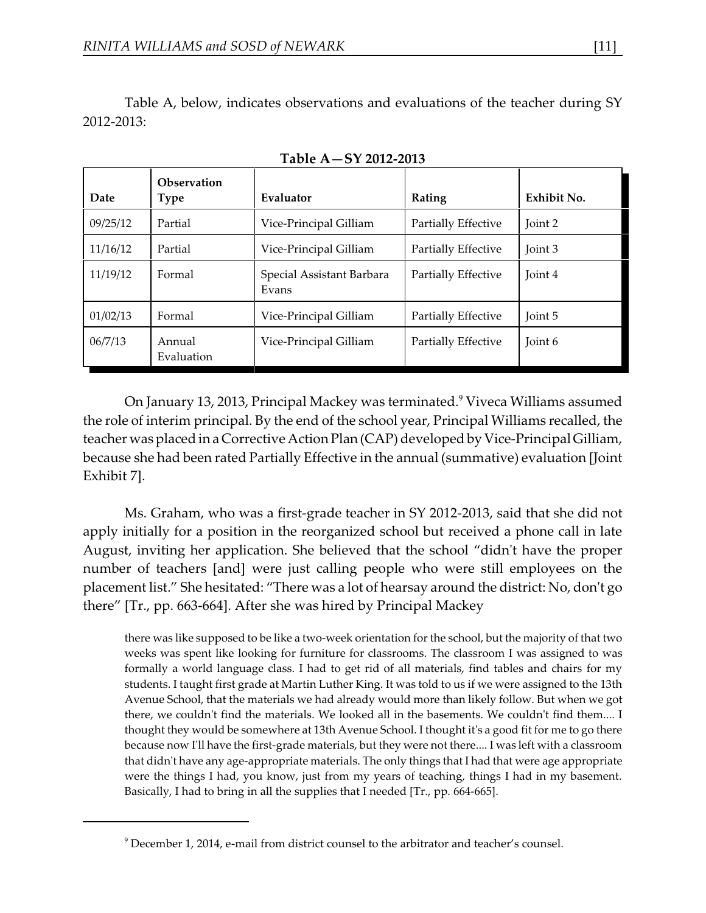Table A, below, indicates observations and evaluations of the teacher during SY 2012-2013:

**Table A—SY 2012-2013**

| Date | Observation Type | Evaluator | Rating | Exhibit No. |
|---|---|---|---|---|
| 09/25/12 | Partial | Vice-Principal Gilliam | Partially Effective | Joint 2 |
| 11/16/12 | Partial | Vice-Principal Gilliam | Partially Effective | Joint 3 |
| 11/19/12 | Formal | Special Assistant Barbara Evans | Partially Effective | Joint 4 |
| 01/02/13 | Formal | Vice-Principal Gilliam | Partially Effective | Joint 5 |
| 06/7/13 | Annual Evaluation | Vice-Principal Gilliam | Partially Effective | Joint 6 |

On January 13, 2013, Principal Mackey was terminated.[9] Viveca Williams assumed the role of interim principal. By the end of the school year, Principal Williams recalled, the teacher was placed in a Corrective Action Plan (CAP) developed by Vice-Principal Gilliam, because she had been rated Partially Effective in the annual (summative) evaluation [Joint Exhibit 7].

Ms. Graham, who was a first-grade teacher in SY 2012-2013, said that she did not apply initially for a position in the reorganized school but received a phone call in late August, inviting her application. She believed that the school "didn't have the proper number of teachers [and] were just calling people who were still employees on the placement list." She hesitated: "There was a lot of hearsay around the district: No, don't go there" [Tr., pp. 663-664]. After she was hired by Principal Mackey

> there was like supposed to be like a two-week orientation for the school, but the majority of that two weeks was spent like looking for furniture for classrooms. The classroom I was assigned to was formally a world language class. I had to get rid of all materials, find tables and chairs for my students. I taught first grade at Martin Luther King. It was told to us if we were assigned to the 13th Avenue School, that the materials we had already would more than likely follow. But when we got there, we couldn't find the materials. We looked all in the basements. We couldn't find them.... I thought they would be somewhere at 13th Avenue School. I thought it's a good fit for me to go there because now I'll have the first-grade materials, but they were not there.... I was left with a classroom that didn't have any age-appropriate materials. The only things that I had that were age appropriate were the things I had, you know, just from my years of teaching, things I had in my basement. Basically, I had to bring in all the supplies that I needed [Tr., pp. 664-665].

[9] December 1, 2014, e-mail from district counsel to the arbitrator and teacher's counsel.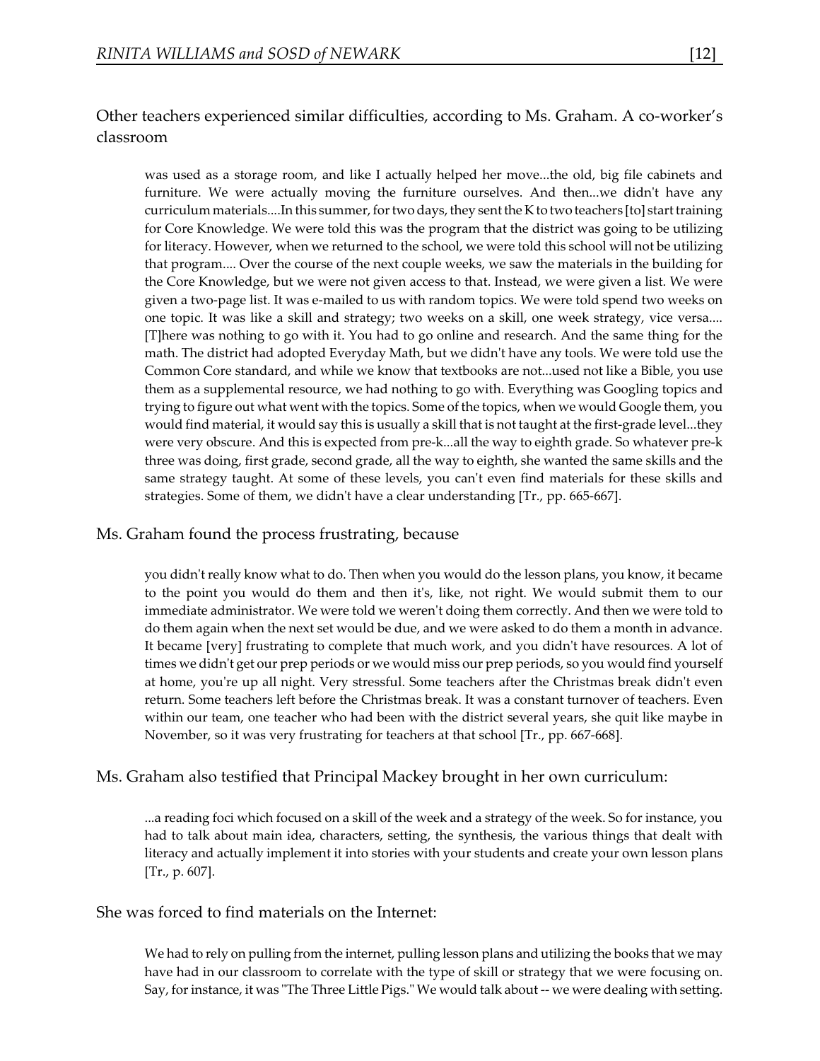Other teachers experienced similar difficulties, according to Ms. Graham. A co-worker's classroom

> was used as a storage room, and like I actually helped her move...the old, big file cabinets and furniture. We were actually moving the furniture ourselves. And then...we didn't have any curriculum materials....In this summer, for two days, they sent the K to two teachers [to] start training for Core Knowledge. We were told this was the program that the district was going to be utilizing for literacy. However, when we returned to the school, we were told this school will not be utilizing that program.... Over the course of the next couple weeks, we saw the materials in the building for the Core Knowledge, but we were not given access to that. Instead, we were given a list. We were given a two-page list. It was e-mailed to us with random topics. We were told spend two weeks on one topic. It was like a skill and strategy; two weeks on a skill, one week strategy, vice versa.... [T]here was nothing to go with it. You had to go online and research. And the same thing for the math. The district had adopted Everyday Math, but we didn't have any tools. We were told use the Common Core standard, and while we know that textbooks are not...used not like a Bible, you use them as a supplemental resource, we had nothing to go with. Everything was Googling topics and trying to figure out what went with the topics. Some of the topics, when we would Google them, you would find material, it would say this is usually a skill that is not taught at the first-grade level...they were very obscure. And this is expected from pre-k...all the way to eighth grade. So whatever pre-k three was doing, first grade, second grade, all the way to eighth, she wanted the same skills and the same strategy taught. At some of these levels, you can't even find materials for these skills and strategies. Some of them, we didn't have a clear understanding [Tr., pp. 665-667].

Ms. Graham found the process frustrating, because

> you didn't really know what to do. Then when you would do the lesson plans, you know, it became to the point you would do them and then it's, like, not right. We would submit them to our immediate administrator. We were told we weren't doing them correctly. And then we were told to do them again when the next set would be due, and we were asked to do them a month in advance. It became [very] frustrating to complete that much work, and you didn't have resources. A lot of times we didn't get our prep periods or we would miss our prep periods, so you would find yourself at home, you're up all night. Very stressful. Some teachers after the Christmas break didn't even return. Some teachers left before the Christmas break. It was a constant turnover of teachers. Even within our team, one teacher who had been with the district several years, she quit like maybe in November, so it was very frustrating for teachers at that school [Tr., pp. 667-668].

Ms. Graham also testified that Principal Mackey brought in her own curriculum:

> ...a reading foci which focused on a skill of the week and a strategy of the week. So for instance, you had to talk about main idea, characters, setting, the synthesis, the various things that dealt with literacy and actually implement it into stories with your students and create your own lesson plans [Tr., p. 607].

She was forced to find materials on the Internet:

> We had to rely on pulling from the internet, pulling lesson plans and utilizing the books that we may have had in our classroom to correlate with the type of skill or strategy that we were focusing on. Say, for instance, it was "The Three Little Pigs." We would talk about -- we were dealing with setting.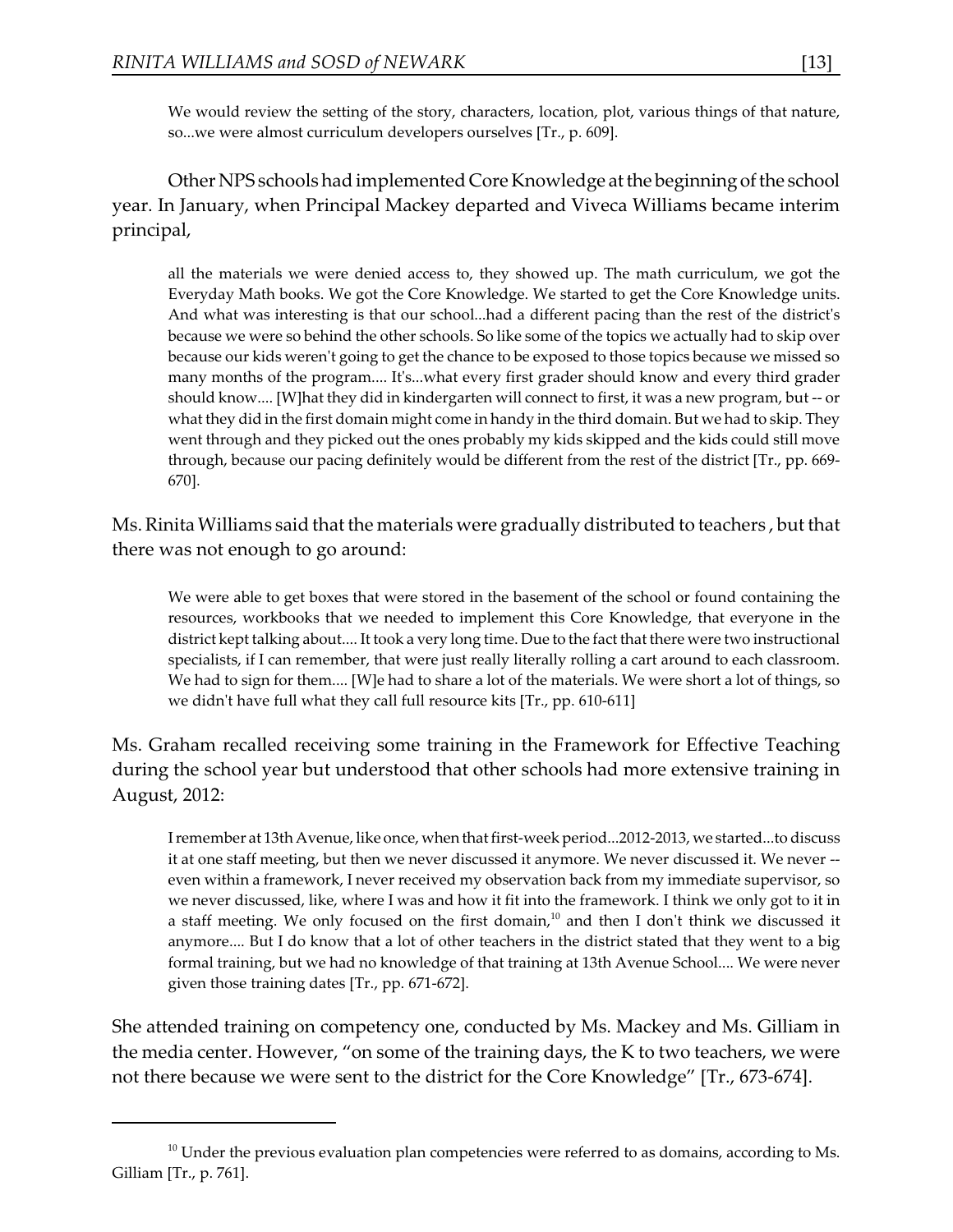> We would review the setting of the story, characters, location, plot, various things of that nature, so...we were almost curriculum developers ourselves [Tr., p. 609].

Other NPS schools had implemented Core Knowledge at the beginning of the school year. In January, when Principal Mackey departed and Viveca Williams became interim principal,

> all the materials we were denied access to, they showed up. The math curriculum, we got the Everyday Math books. We got the Core Knowledge. We started to get the Core Knowledge units. And what was interesting is that our school...had a different pacing than the rest of the district's because we were so behind the other schools. So like some of the topics we actually had to skip over because our kids weren't going to get the chance to be exposed to those topics because we missed so many months of the program.... It's...what every first grader should know and every third grader should know.... [W]hat they did in kindergarten will connect to first, it was a new program, but -- or what they did in the first domain might come in handy in the third domain. But we had to skip. They went through and they picked out the ones probably my kids skipped and the kids could still move through, because our pacing definitely would be different from the rest of the district [Tr., pp. 669-670].

Ms. Rinita Williams said that the materials were gradually distributed to teachers , but that there was not enough to go around:

> We were able to get boxes that were stored in the basement of the school or found containing the resources, workbooks that we needed to implement this Core Knowledge, that everyone in the district kept talking about.... It took a very long time. Due to the fact that there were two instructional specialists, if I can remember, that were just really literally rolling a cart around to each classroom. We had to sign for them.... [W]e had to share a lot of the materials. We were short a lot of things, so we didn't have full what they call full resource kits [Tr., pp. 610-611]

Ms. Graham recalled receiving some training in the Framework for Effective Teaching during the school year but understood that other schools had more extensive training in August, 2012:

> I remember at 13th Avenue, like once, when that first-week period...2012-2013, we started...to discuss it at one staff meeting, but then we never discussed it anymore. We never discussed it. We never -- even within a framework, I never received my observation back from my immediate supervisor, so we never discussed, like, where I was and how it fit into the framework. I think we only got to it in a staff meeting. We only focused on the first domain,[10] and then I don't think we discussed it anymore.... But I do know that a lot of other teachers in the district stated that they went to a big formal training, but we had no knowledge of that training at 13th Avenue School.... We were never given those training dates [Tr., pp. 671-672].

She attended training on competency one, conducted by Ms. Mackey and Ms. Gilliam in the media center. However, "on some of the training days, the K to two teachers, we were not there because we were sent to the district for the Core Knowledge" [Tr., 673-674].

---

[10] Under the previous evaluation plan competencies were referred to as domains, according to Ms. Gilliam [Tr., p. 761].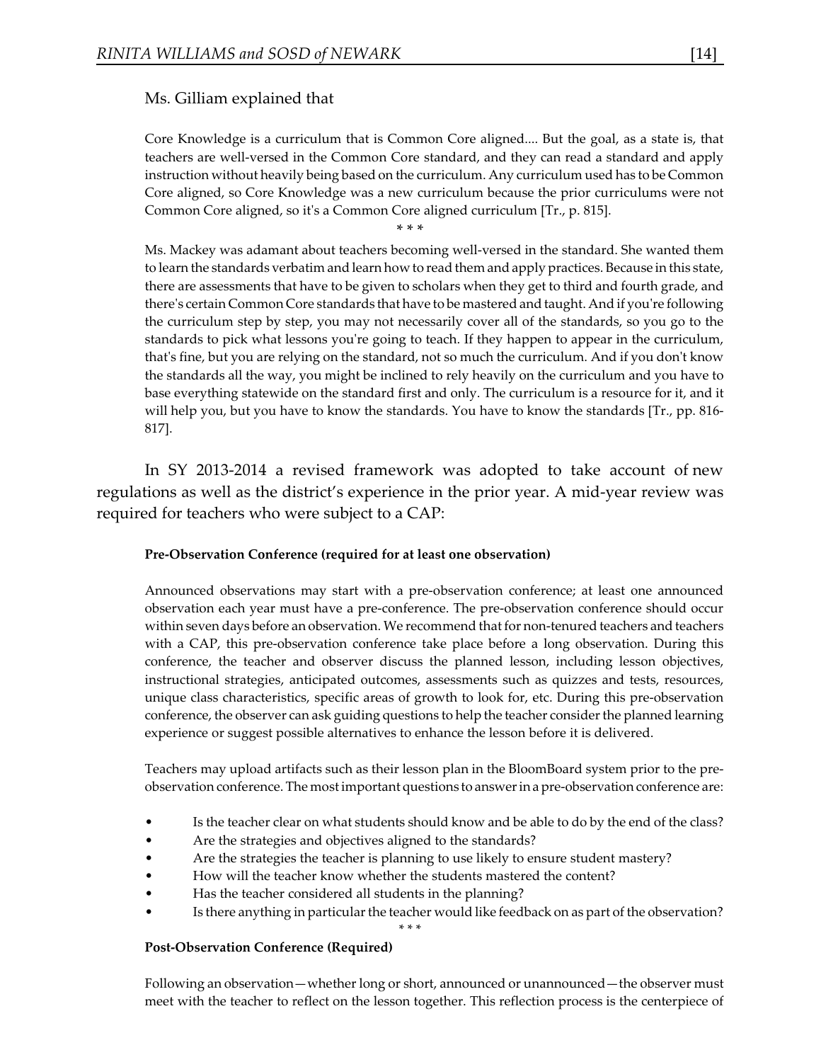Ms. Gilliam explained that

> Core Knowledge is a curriculum that is Common Core aligned.... But the goal, as a state is, that teachers are well-versed in the Common Core standard, and they can read a standard and apply instruction without heavily being based on the curriculum. Any curriculum used has to be Common Core aligned, so Core Knowledge was a new curriculum because the prior curriculums were not Common Core aligned, so it's a Common Core aligned curriculum [Tr., p. 815].
>
> \* \* \*
>
> Ms. Mackey was adamant about teachers becoming well-versed in the standard. She wanted them to learn the standards verbatim and learn how to read them and apply practices. Because in this state, there are assessments that have to be given to scholars when they get to third and fourth grade, and there's certain Common Core standards that have to be mastered and taught. And if you're following the curriculum step by step, you may not necessarily cover all of the standards, so you go to the standards to pick what lessons you're going to teach. If they happen to appear in the curriculum, that's fine, but you are relying on the standard, not so much the curriculum. And if you don't know the standards all the way, you might be inclined to rely heavily on the curriculum and you have to base everything statewide on the standard first and only. The curriculum is a resource for it, and it will help you, but you have to know the standards. You have to know the standards [Tr., pp. 816-817].

In SY 2013-2014 a revised framework was adopted to take account of new regulations as well as the district's experience in the prior year. A mid-year review was required for teachers who were subject to a CAP:

> **Pre-Observation Conference (required for at least one observation)**
>
> Announced observations may start with a pre-observation conference; at least one announced observation each year must have a pre-conference. The pre-observation conference should occur within seven days before an observation. We recommend that for non-tenured teachers and teachers with a CAP, this pre-observation conference take place before a long observation. During this conference, the teacher and observer discuss the planned lesson, including lesson objectives, instructional strategies, anticipated outcomes, assessments such as quizzes and tests, resources, unique class characteristics, specific areas of growth to look for, etc. During this pre-observation conference, the observer can ask guiding questions to help the teacher consider the planned learning experience or suggest possible alternatives to enhance the lesson before it is delivered.
>
> Teachers may upload artifacts such as their lesson plan in the BloomBoard system prior to the pre-observation conference. The most important questions to answer in a pre-observation conference are:
>
> - Is the teacher clear on what students should know and be able to do by the end of the class?
> - Are the strategies and objectives aligned to the standards?
> - Are the strategies the teacher is planning to use likely to ensure student mastery?
> - How will the teacher know whether the students mastered the content?
> - Has the teacher considered all students in the planning?
> - Is there anything in particular the teacher would like feedback on as part of the observation?
>
> \* \* \*
>
> **Post-Observation Conference (Required)**
>
> Following an observation—whether long or short, announced or unannounced—the observer must meet with the teacher to reflect on the lesson together. This reflection process is the centerpiece of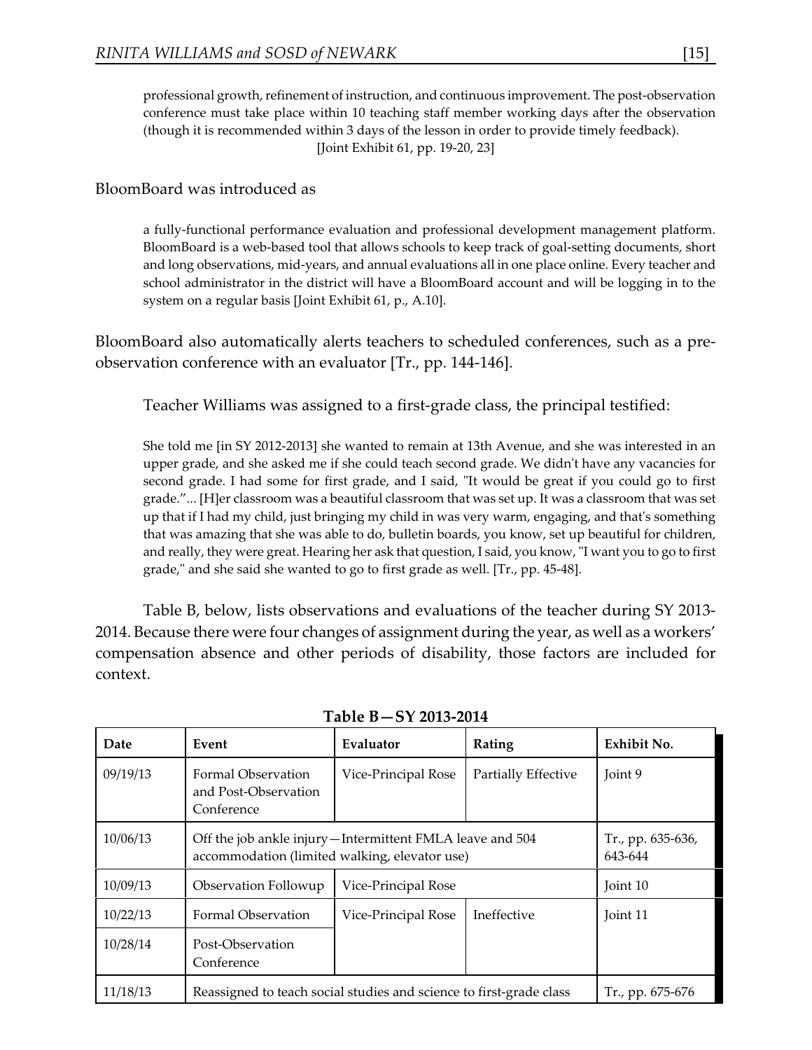professional growth, refinement of instruction, and continuous improvement. The post-observation conference must take place within 10 teaching staff member working days after the observation (though it is recommended within 3 days of the lesson in order to provide timely feedback). [Joint Exhibit 61, pp. 19-20, 23]

BloomBoard was introduced as

> a fully-functional performance evaluation and professional development management platform. BloomBoard is a web-based tool that allows schools to keep track of goal-setting documents, short and long observations, mid-years, and annual evaluations all in one place online. Every teacher and school administrator in the district will have a BloomBoard account and will be logging in to the system on a regular basis [Joint Exhibit 61, p., A.10].

BloomBoard also automatically alerts teachers to scheduled conferences, such as a pre-observation conference with an evaluator [Tr., pp. 144-146].

Teacher Williams was assigned to a first-grade class, the principal testified:

> She told me [in SY 2012-2013] she wanted to remain at 13th Avenue, and she was interested in an upper grade, and she asked me if she could teach second grade. We didn't have any vacancies for second grade. I had some for first grade, and I said, "It would be great if you could go to first grade."... [H]er classroom was a beautiful classroom that was set up. It was a classroom that was set up that if I had my child, just bringing my child in was very warm, engaging, and that's something that was amazing that she was able to do, bulletin boards, you know, set up beautiful for children, and really, they were great. Hearing her ask that question, I said, you know, "I want you to go to first grade," and she said she wanted to go to first grade as well. [Tr., pp. 45-48].

Table B, below, lists observations and evaluations of the teacher during SY 2013-2014. Because there were four changes of assignment during the year, as well as a workers' compensation absence and other periods of disability, those factors are included for context.

**Table B—SY 2013-2014**

| Date | Event | Evaluator | Rating | Exhibit No. |
|---|---|---|---|---|
| 09/19/13 | Formal Observation and Post-Observation Conference | Vice-Principal Rose | Partially Effective | Joint 9 |
| 10/06/13 | Off the job ankle injury—Intermittent FMLA leave and 504 accommodation (limited walking, elevator use) | | | Tr., pp. 635-636, 643-644 |
| 10/09/13 | Observation Followup | Vice-Principal Rose | | Joint 10 |
| 10/22/13 | Formal Observation | Vice-Principal Rose | Ineffective | Joint 11 |
| 10/28/14 | Post-Observation Conference | | | |
| 11/18/13 | Reassigned to teach social studies and science to first-grade class | | | Tr., pp. 675-676 |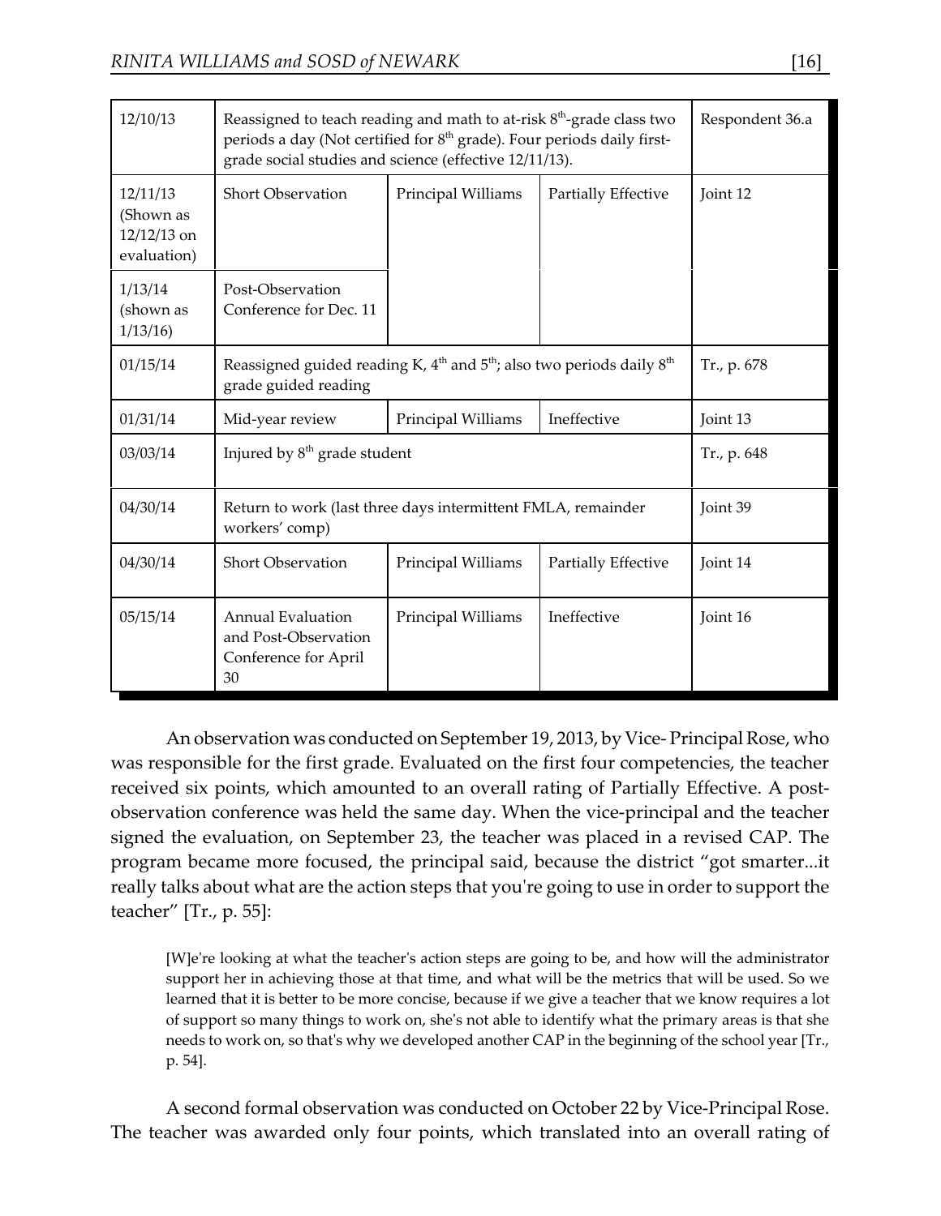| | | | | |
|---|---|---|---|---|
| 12/10/13 | Reassigned to teach reading and math to at-risk 8th-grade class two periods a day (Not certified for 8th grade). Four periods daily first-grade social studies and science (effective 12/11/13). | | | Respondent 36.a |
| 12/11/13 (Shown as 12/12/13 on evaluation) | Short Observation | Principal Williams | Partially Effective | Joint 12 |
| 1/13/14 (shown as 1/13/16) | Post-Observation Conference for Dec. 11 | | | |
| 01/15/14 | Reassigned guided reading K, 4th and 5th; also two periods daily 8th grade guided reading | | | Tr., p. 678 |
| 01/31/14 | Mid-year review | Principal Williams | Ineffective | Joint 13 |
| 03/03/14 | Injured by 8th grade student | | | Tr., p. 648 |
| 04/30/14 | Return to work (last three days intermittent FMLA, remainder workers' comp) | | | Joint 39 |
| 04/30/14 | Short Observation | Principal Williams | Partially Effective | Joint 14 |
| 05/15/14 | Annual Evaluation and Post-Observation Conference for April 30 | Principal Williams | Ineffective | Joint 16 |

An observation was conducted on September 19, 2013, by Vice- Principal Rose, who was responsible for the first grade. Evaluated on the first four competencies, the teacher received six points, which amounted to an overall rating of Partially Effective. A post-observation conference was held the same day. When the vice-principal and the teacher signed the evaluation, on September 23, the teacher was placed in a revised CAP. The program became more focused, the principal said, because the district "got smarter...it really talks about what are the action steps that you're going to use in order to support the teacher" [Tr., p. 55]:

> [W]e're looking at what the teacher's action steps are going to be, and how will the administrator support her in achieving those at that time, and what will be the metrics that will be used. So we learned that it is better to be more concise, because if we give a teacher that we know requires a lot of support so many things to work on, she's not able to identify what the primary areas is that she needs to work on, so that's why we developed another CAP in the beginning of the school year [Tr., p. 54].

A second formal observation was conducted on October 22 by Vice-Principal Rose. The teacher was awarded only four points, which translated into an overall rating of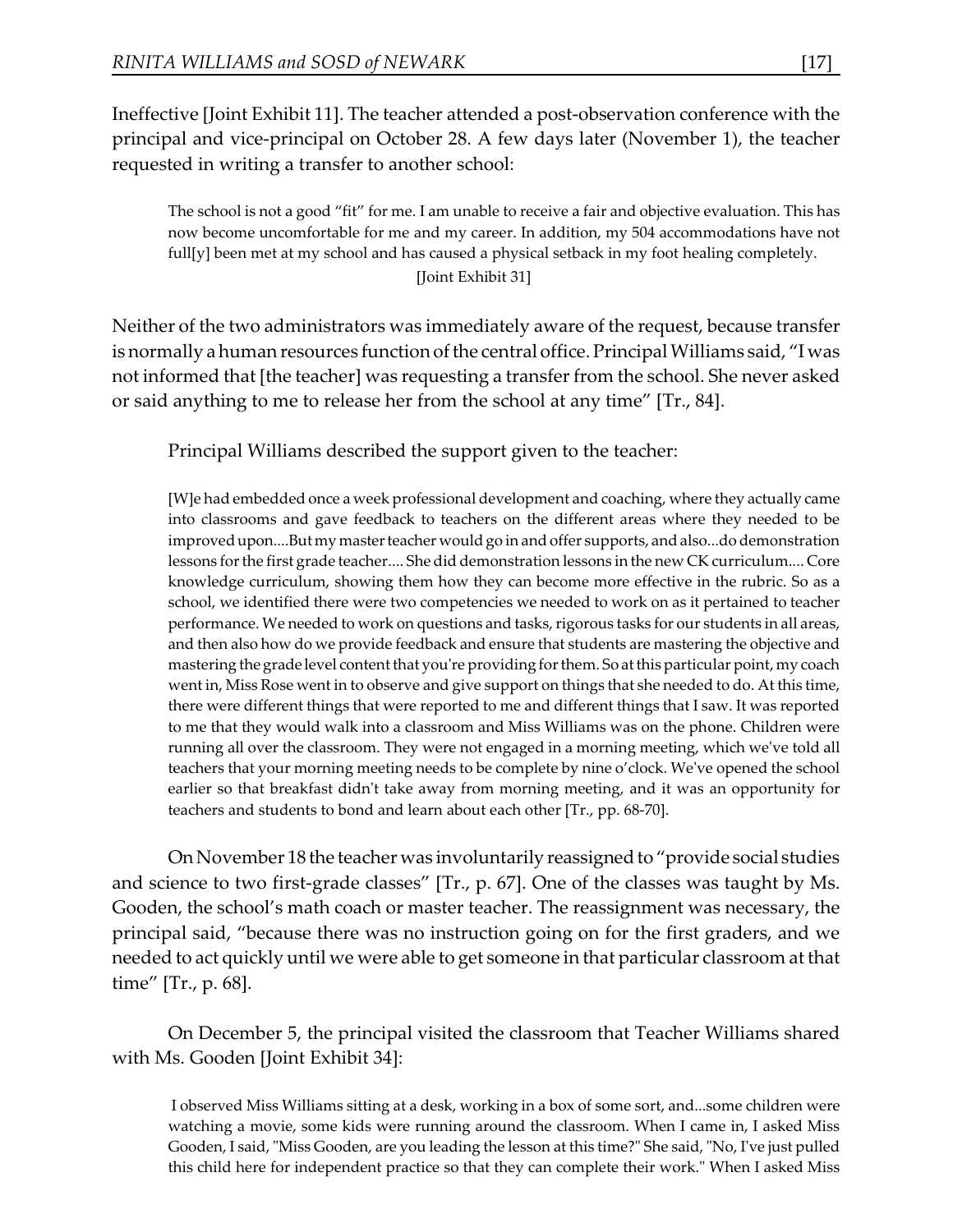Ineffective [Joint Exhibit 11]. The teacher attended a post-observation conference with the principal and vice-principal on October 28. A few days later (November 1), the teacher requested in writing a transfer to another school:

> The school is not a good "fit" for me. I am unable to receive a fair and objective evaluation. This has now become uncomfortable for me and my career. In addition, my 504 accommodations have not full[y] been met at my school and has caused a physical setback in my foot healing completely.
>
> [Joint Exhibit 31]

Neither of the two administrators was immediately aware of the request, because transfer is normally a human resources function of the central office. Principal Williams said, "I was not informed that [the teacher] was requesting a transfer from the school. She never asked or said anything to me to release her from the school at any time" [Tr., 84].

Principal Williams described the support given to the teacher:

> [W]e had embedded once a week professional development and coaching, where they actually came into classrooms and gave feedback to teachers on the different areas where they needed to be improved upon....But my master teacher would go in and offer supports, and also...do demonstration lessons for the first grade teacher.... She did demonstration lessons in the new CK curriculum.... Core knowledge curriculum, showing them how they can become more effective in the rubric. So as a school, we identified there were two competencies we needed to work on as it pertained to teacher performance. We needed to work on questions and tasks, rigorous tasks for our students in all areas, and then also how do we provide feedback and ensure that students are mastering the objective and mastering the grade level content that you're providing for them. So at this particular point, my coach went in, Miss Rose went in to observe and give support on things that she needed to do. At this time, there were different things that were reported to me and different things that I saw. It was reported to me that they would walk into a classroom and Miss Williams was on the phone. Children were running all over the classroom. They were not engaged in a morning meeting, which we've told all teachers that your morning meeting needs to be complete by nine o'clock. We've opened the school earlier so that breakfast didn't take away from morning meeting, and it was an opportunity for teachers and students to bond and learn about each other [Tr., pp. 68-70].

On November 18 the teacher was involuntarily reassigned to "provide social studies and science to two first-grade classes" [Tr., p. 67]. One of the classes was taught by Ms. Gooden, the school's math coach or master teacher. The reassignment was necessary, the principal said, "because there was no instruction going on for the first graders, and we needed to act quickly until we were able to get someone in that particular classroom at that time" [Tr., p. 68].

On December 5, the principal visited the classroom that Teacher Williams shared with Ms. Gooden [Joint Exhibit 34]:

> I observed Miss Williams sitting at a desk, working in a box of some sort, and...some children were watching a movie, some kids were running around the classroom. When I came in, I asked Miss Gooden, I said, "Miss Gooden, are you leading the lesson at this time?" She said, "No, I've just pulled this child here for independent practice so that they can complete their work." When I asked Miss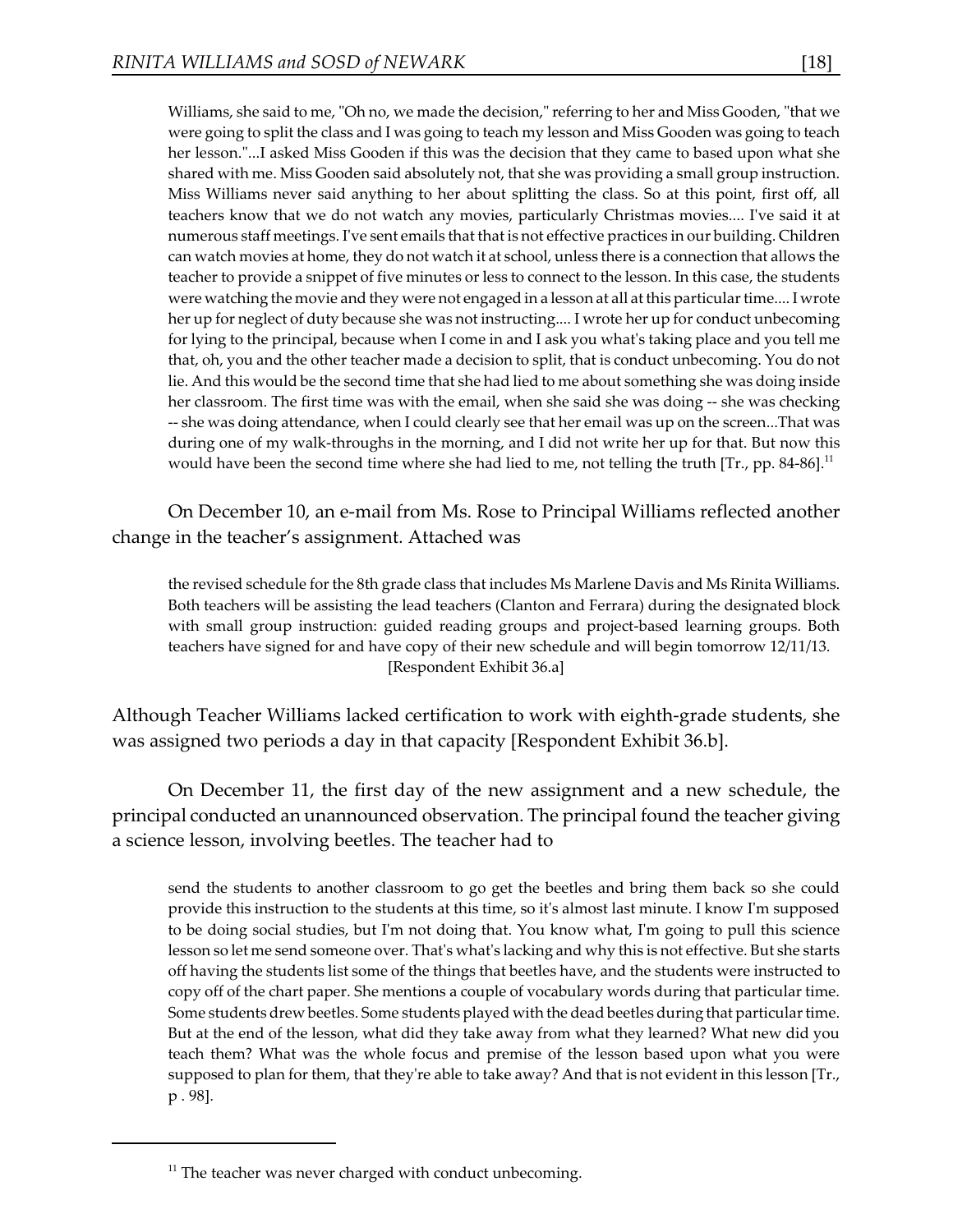> Williams, she said to me, "Oh no, we made the decision," referring to her and Miss Gooden, "that we were going to split the class and I was going to teach my lesson and Miss Gooden was going to teach her lesson."...I asked Miss Gooden if this was the decision that they came to based upon what she shared with me. Miss Gooden said absolutely not, that she was providing a small group instruction. Miss Williams never said anything to her about splitting the class. So at this point, first off, all teachers know that we do not watch any movies, particularly Christmas movies.... I've said it at numerous staff meetings. I've sent emails that that is not effective practices in our building. Children can watch movies at home, they do not watch it at school, unless there is a connection that allows the teacher to provide a snippet of five minutes or less to connect to the lesson. In this case, the students were watching the movie and they were not engaged in a lesson at all at this particular time.... I wrote her up for neglect of duty because she was not instructing.... I wrote her up for conduct unbecoming for lying to the principal, because when I come in and I ask you what's taking place and you tell me that, oh, you and the other teacher made a decision to split, that is conduct unbecoming. You do not lie. And this would be the second time that she had lied to me about something she was doing inside her classroom. The first time was with the email, when she said she was doing -- she was checking -- she was doing attendance, when I could clearly see that her email was up on the screen...That was during one of my walk-throughs in the morning, and I did not write her up for that. But now this would have been the second time where she had lied to me, not telling the truth [Tr., pp. 84-86].[11]

On December 10, an e-mail from Ms. Rose to Principal Williams reflected another change in the teacher's assignment. Attached was

> the revised schedule for the 8th grade class that includes Ms Marlene Davis and Ms Rinita Williams. Both teachers will be assisting the lead teachers (Clanton and Ferrara) during the designated block with small group instruction: guided reading groups and project-based learning groups. Both teachers have signed for and have copy of their new schedule and will begin tomorrow 12/11/13. [Respondent Exhibit 36.a]

Although Teacher Williams lacked certification to work with eighth-grade students, she was assigned two periods a day in that capacity [Respondent Exhibit 36.b].

On December 11, the first day of the new assignment and a new schedule, the principal conducted an unannounced observation. The principal found the teacher giving a science lesson, involving beetles. The teacher had to

> send the students to another classroom to go get the beetles and bring them back so she could provide this instruction to the students at this time, so it's almost last minute. I know I'm supposed to be doing social studies, but I'm not doing that. You know what, I'm going to pull this science lesson so let me send someone over. That's what's lacking and why this is not effective. But she starts off having the students list some of the things that beetles have, and the students were instructed to copy off of the chart paper. She mentions a couple of vocabulary words during that particular time. Some students drew beetles. Some students played with the dead beetles during that particular time. But at the end of the lesson, what did they take away from what they learned? What new did you teach them? What was the whole focus and premise of the lesson based upon what you were supposed to plan for them, that they're able to take away? And that is not evident in this lesson [Tr., p . 98].

---

[11] The teacher was never charged with conduct unbecoming.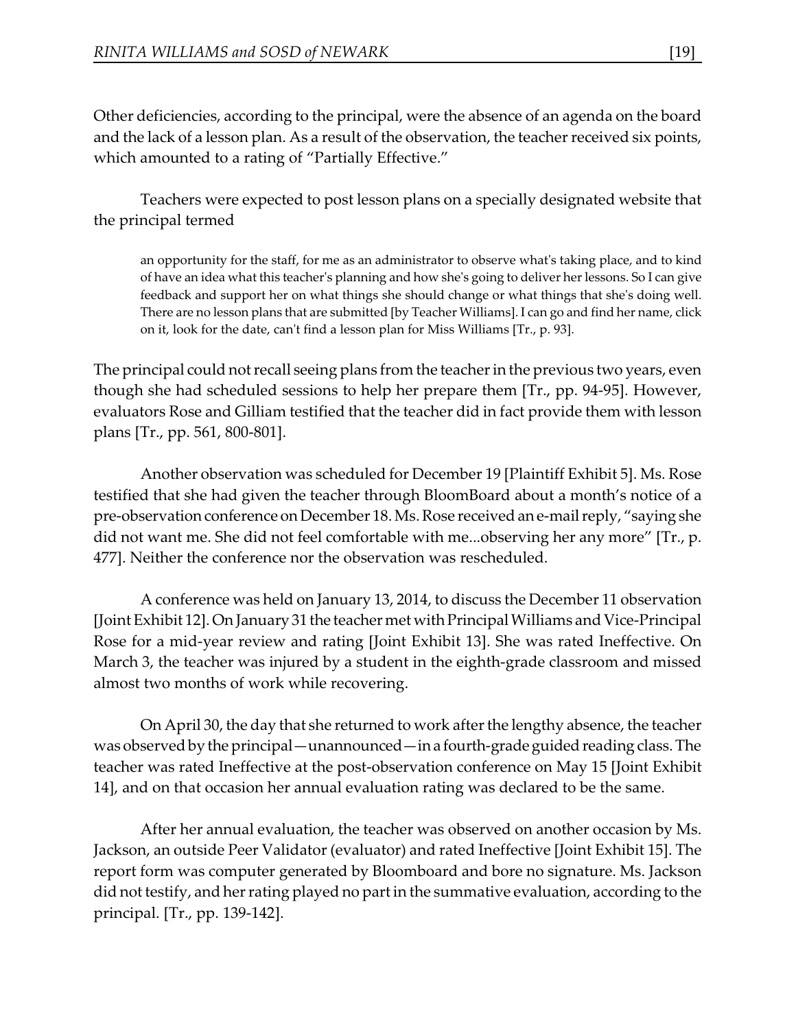Other deficiencies, according to the principal, were the absence of an agenda on the board and the lack of a lesson plan. As a result of the observation, the teacher received six points, which amounted to a rating of "Partially Effective."

Teachers were expected to post lesson plans on a specially designated website that the principal termed

> an opportunity for the staff, for me as an administrator to observe what's taking place, and to kind of have an idea what this teacher's planning and how she's going to deliver her lessons. So I can give feedback and support her on what things she should change or what things that she's doing well. There are no lesson plans that are submitted [by Teacher Williams]. I can go and find her name, click on it, look for the date, can't find a lesson plan for Miss Williams [Tr., p. 93].

The principal could not recall seeing plans from the teacher in the previous two years, even though she had scheduled sessions to help her prepare them [Tr., pp. 94-95]. However, evaluators Rose and Gilliam testified that the teacher did in fact provide them with lesson plans [Tr., pp. 561, 800-801].

Another observation was scheduled for December 19 [Plaintiff Exhibit 5]. Ms. Rose testified that she had given the teacher through BloomBoard about a month's notice of a pre-observation conference on December 18. Ms. Rose received an e-mail reply, "saying she did not want me. She did not feel comfortable with me...observing her any more" [Tr., p. 477]. Neither the conference nor the observation was rescheduled.

A conference was held on January 13, 2014, to discuss the December 11 observation [Joint Exhibit 12]. On January 31 the teacher met with Principal Williams and Vice-Principal Rose for a mid-year review and rating [Joint Exhibit 13]. She was rated Ineffective. On March 3, the teacher was injured by a student in the eighth-grade classroom and missed almost two months of work while recovering.

On April 30, the day that she returned to work after the lengthy absence, the teacher was observed by the principal—unannounced—in a fourth-grade guided reading class. The teacher was rated Ineffective at the post-observation conference on May 15 [Joint Exhibit 14], and on that occasion her annual evaluation rating was declared to be the same.

After her annual evaluation, the teacher was observed on another occasion by Ms. Jackson, an outside Peer Validator (evaluator) and rated Ineffective [Joint Exhibit 15]. The report form was computer generated by Bloomboard and bore no signature. Ms. Jackson did not testify, and her rating played no part in the summative evaluation, according to the principal. [Tr., pp. 139-142].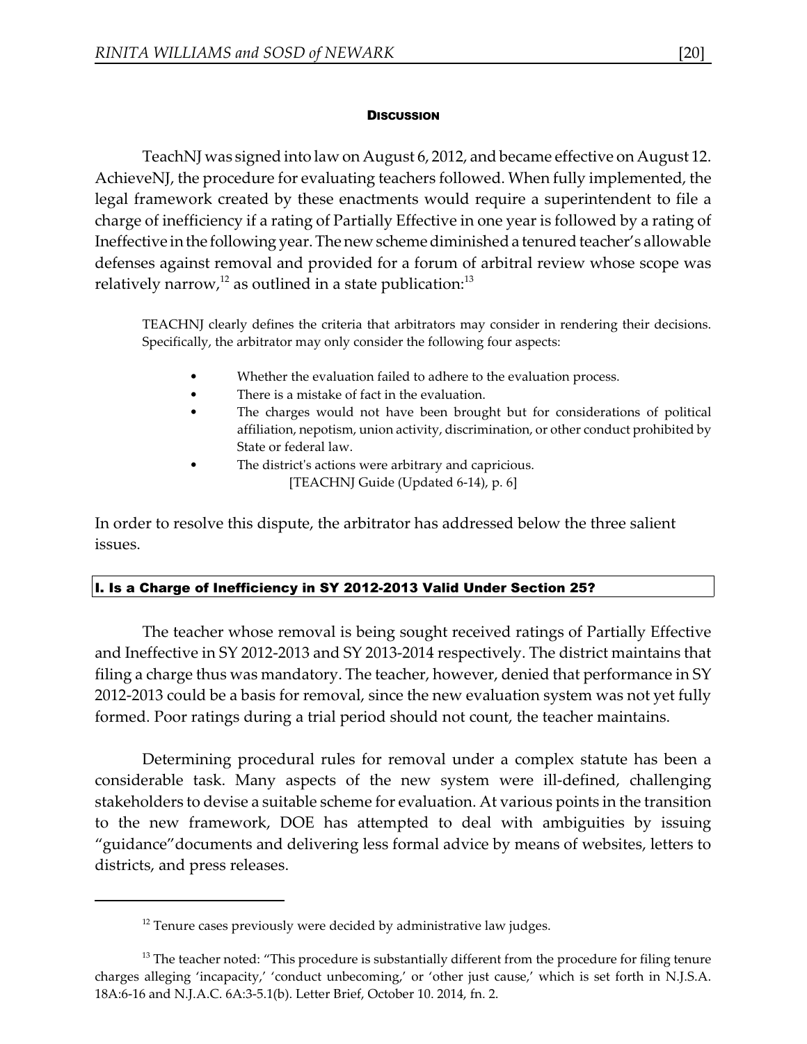## DISCUSSION

TeachNJ was signed into law on August 6, 2012, and became effective on August 12. AchieveNJ, the procedure for evaluating teachers followed. When fully implemented, the legal framework created by these enactments would require a superintendent to file a charge of inefficiency if a rating of Partially Effective in one year is followed by a rating of Ineffective in the following year. The new scheme diminished a tenured teacher's allowable defenses against removal and provided for a forum of arbitral review whose scope was relatively narrow,[12] as outlined in a state publication:[13]

> TEACHNJ clearly defines the criteria that arbitrators may consider in rendering their decisions. Specifically, the arbitrator may only consider the following four aspects:
>
> - Whether the evaluation failed to adhere to the evaluation process.
> - There is a mistake of fact in the evaluation.
> - The charges would not have been brought but for considerations of political affiliation, nepotism, union activity, discrimination, or other conduct prohibited by State or federal law.
> - The district's actions were arbitrary and capricious.
>
> [TEACHNJ Guide (Updated 6-14), p. 6]

In order to resolve this dispute, the arbitrator has addressed below the three salient issues.

### I. Is a Charge of Inefficiency in SY 2012-2013 Valid Under Section 25?

The teacher whose removal is being sought received ratings of Partially Effective and Ineffective in SY 2012-2013 and SY 2013-2014 respectively. The district maintains that filing a charge thus was mandatory. The teacher, however, denied that performance in SY 2012-2013 could be a basis for removal, since the new evaluation system was not yet fully formed. Poor ratings during a trial period should not count, the teacher maintains.

Determining procedural rules for removal under a complex statute has been a considerable task. Many aspects of the new system were ill-defined, challenging stakeholders to devise a suitable scheme for evaluation. At various points in the transition to the new framework, DOE has attempted to deal with ambiguities by issuing "guidance" documents and delivering less formal advice by means of websites, letters to districts, and press releases.

---

[12] Tenure cases previously were decided by administrative law judges.

[13] The teacher noted: "This procedure is substantially different from the procedure for filing tenure charges alleging 'incapacity,' 'conduct unbecoming,' or 'other just cause,' which is set forth in N.J.S.A. 18A:6-16 and N.J.A.C. 6A:3-5.1(b). Letter Brief, October 10. 2014, fn. 2.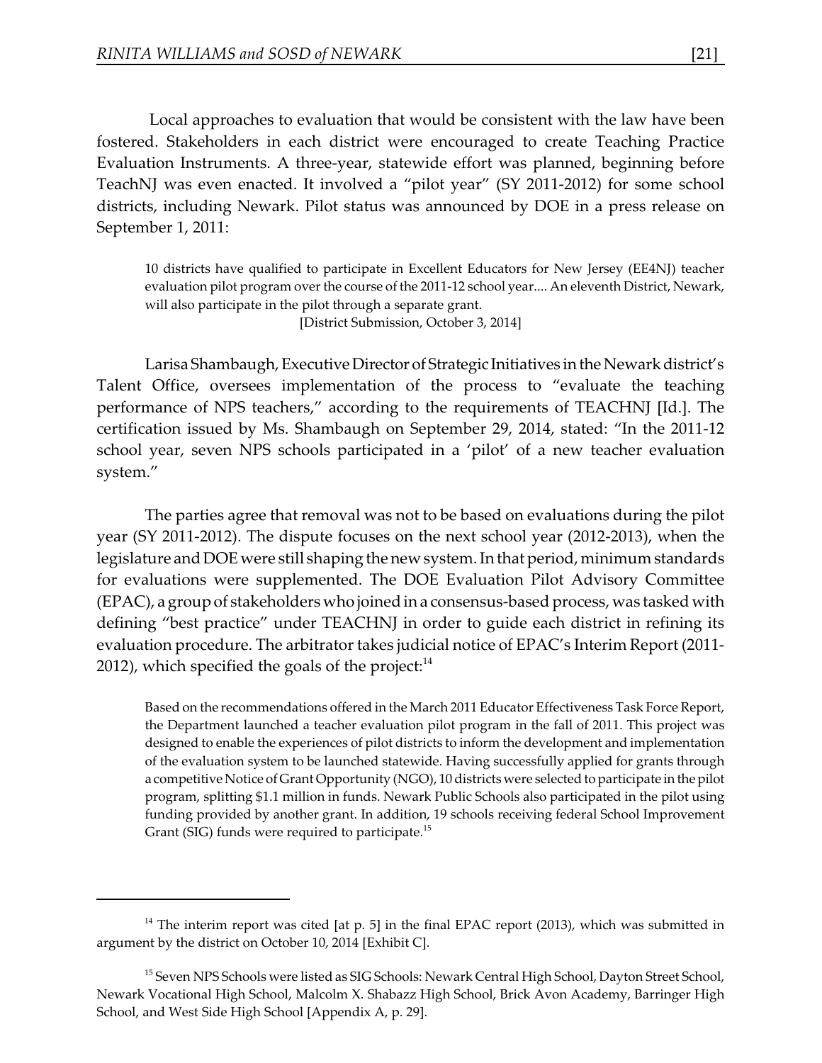Local approaches to evaluation that would be consistent with the law have been fostered. Stakeholders in each district were encouraged to create Teaching Practice Evaluation Instruments. A three-year, statewide effort was planned, beginning before TeachNJ was even enacted. It involved a "pilot year" (SY 2011-2012) for some school districts, including Newark. Pilot status was announced by DOE in a press release on September 1, 2011:

> 10 districts have qualified to participate in Excellent Educators for New Jersey (EE4NJ) teacher evaluation pilot program over the course of the 2011-12 school year.... An eleventh District, Newark, will also participate in the pilot through a separate grant.
>
> [District Submission, October 3, 2014]

Larisa Shambaugh, Executive Director of Strategic Initiatives in the Newark district's Talent Office, oversees implementation of the process to "evaluate the teaching performance of NPS teachers," according to the requirements of TEACHNJ [Id.]. The certification issued by Ms. Shambaugh on September 29, 2014, stated: "In the 2011-12 school year, seven NPS schools participated in a 'pilot' of a new teacher evaluation system."

The parties agree that removal was not to be based on evaluations during the pilot year (SY 2011-2012). The dispute focuses on the next school year (2012-2013), when the legislature and DOE were still shaping the new system. In that period, minimum standards for evaluations were supplemented. The DOE Evaluation Pilot Advisory Committee (EPAC), a group of stakeholders who joined in a consensus-based process, was tasked with defining "best practice" under TEACHNJ in order to guide each district in refining its evaluation procedure. The arbitrator takes judicial notice of EPAC's Interim Report (2011-2012), which specified the goals of the project:[14]

> Based on the recommendations offered in the March 2011 Educator Effectiveness Task Force Report, the Department launched a teacher evaluation pilot program in the fall of 2011. This project was designed to enable the experiences of pilot districts to inform the development and implementation of the evaluation system to be launched statewide. Having successfully applied for grants through a competitive Notice of Grant Opportunity (NGO), 10 districts were selected to participate in the pilot program, splitting $1.1 million in funds. Newark Public Schools also participated in the pilot using funding provided by another grant. In addition, 19 schools receiving federal School Improvement Grant (SIG) funds were required to participate.[15]

---

[14] The interim report was cited [at p. 5] in the final EPAC report (2013), which was submitted in argument by the district on October 10, 2014 [Exhibit C].

[15] Seven NPS Schools were listed as SIG Schools: Newark Central High School, Dayton Street School, Newark Vocational High School, Malcolm X. Shabazz High School, Brick Avon Academy, Barringer High School, and West Side High School [Appendix A, p. 29].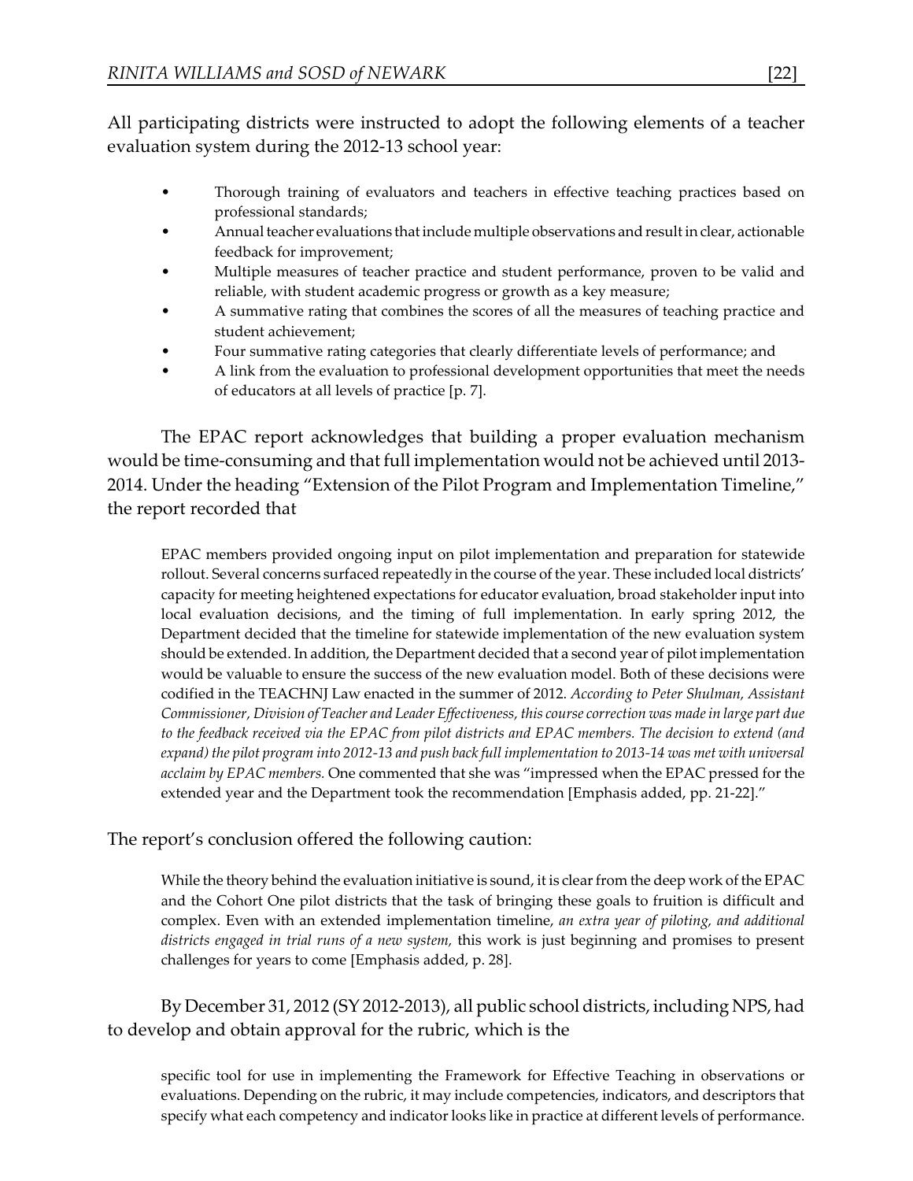All participating districts were instructed to adopt the following elements of a teacher evaluation system during the 2012-13 school year:

- Thorough training of evaluators and teachers in effective teaching practices based on professional standards;
- Annual teacher evaluations that include multiple observations and result in clear, actionable feedback for improvement;
- Multiple measures of teacher practice and student performance, proven to be valid and reliable, with student academic progress or growth as a key measure;
- A summative rating that combines the scores of all the measures of teaching practice and student achievement;
- Four summative rating categories that clearly differentiate levels of performance; and
- A link from the evaluation to professional development opportunities that meet the needs of educators at all levels of practice [p. 7].

The EPAC report acknowledges that building a proper evaluation mechanism would be time-consuming and that full implementation would not be achieved until 2013-2014. Under the heading "Extension of the Pilot Program and Implementation Timeline," the report recorded that

> EPAC members provided ongoing input on pilot implementation and preparation for statewide rollout. Several concerns surfaced repeatedly in the course of the year. These included local districts' capacity for meeting heightened expectations for educator evaluation, broad stakeholder input into local evaluation decisions, and the timing of full implementation. In early spring 2012, the Department decided that the timeline for statewide implementation of the new evaluation system should be extended. In addition, the Department decided that a second year of pilot implementation would be valuable to ensure the success of the new evaluation model. Both of these decisions were codified in the TEACHNJ Law enacted in the summer of 2012. *According to Peter Shulman, Assistant Commissioner, Division of Teacher and Leader Effectiveness, this course correction was made in large part due to the feedback received via the EPAC from pilot districts and EPAC members. The decision to extend (and expand) the pilot program into 2012-13 and push back full implementation to 2013-14 was met with universal acclaim by EPAC members.* One commented that she was "impressed when the EPAC pressed for the extended year and the Department took the recommendation [Emphasis added, pp. 21-22]."

The report's conclusion offered the following caution:

> While the theory behind the evaluation initiative is sound, it is clear from the deep work of the EPAC and the Cohort One pilot districts that the task of bringing these goals to fruition is difficult and complex. Even with an extended implementation timeline, *an extra year of piloting, and additional districts engaged in trial runs of a new system,* this work is just beginning and promises to present challenges for years to come [Emphasis added, p. 28].

By December 31, 2012 (SY 2012-2013), all public school districts, including NPS, had to develop and obtain approval for the rubric, which is the

> specific tool for use in implementing the Framework for Effective Teaching in observations or evaluations. Depending on the rubric, it may include competencies, indicators, and descriptors that specify what each competency and indicator looks like in practice at different levels of performance.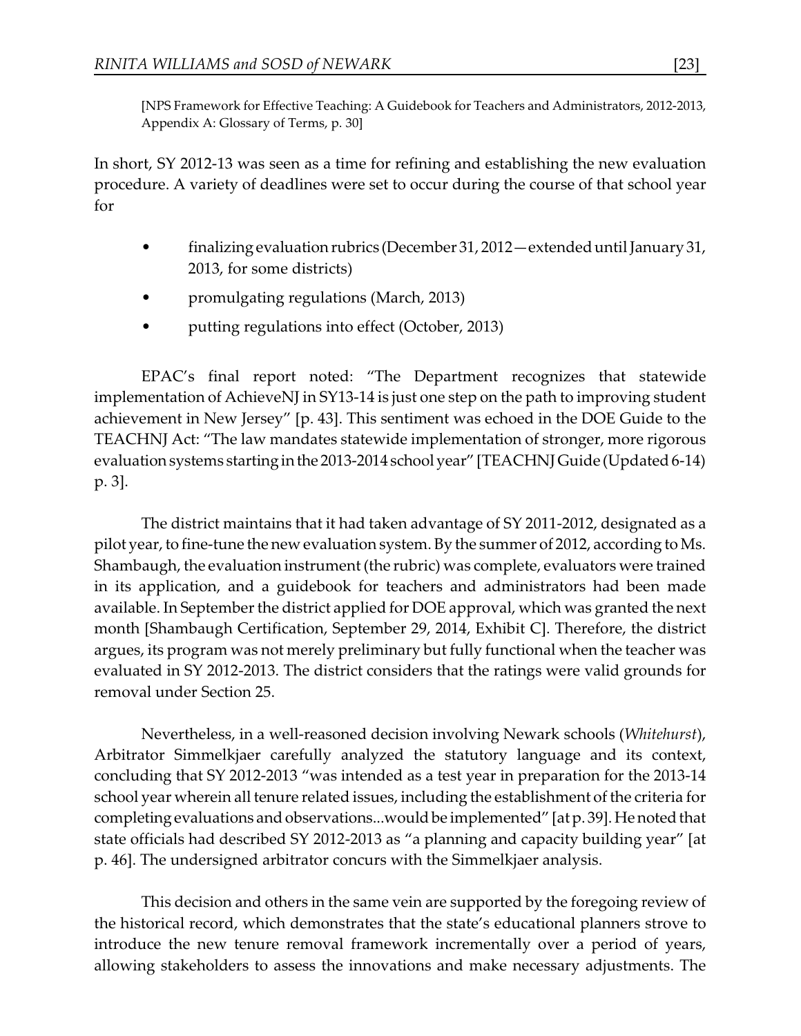[NPS Framework for Effective Teaching: A Guidebook for Teachers and Administrators, 2012-2013, Appendix A: Glossary of Terms, p. 30]

In short, SY 2012-13 was seen as a time for refining and establishing the new evaluation procedure. A variety of deadlines were set to occur during the course of that school year for

- finalizing evaluation rubrics (December 31, 2012—extended until January 31, 2013, for some districts)
- promulgating regulations (March, 2013)
- putting regulations into effect (October, 2013)

EPAC's final report noted: "The Department recognizes that statewide implementation of AchieveNJ in SY13-14 is just one step on the path to improving student achievement in New Jersey" [p. 43]. This sentiment was echoed in the DOE Guide to the TEACHNJ Act: "The law mandates statewide implementation of stronger, more rigorous evaluation systems starting in the 2013-2014 school year" [TEACHNJ Guide (Updated 6-14) p. 3].

The district maintains that it had taken advantage of SY 2011-2012, designated as a pilot year, to fine-tune the new evaluation system. By the summer of 2012, according to Ms. Shambaugh, the evaluation instrument (the rubric) was complete, evaluators were trained in its application, and a guidebook for teachers and administrators had been made available. In September the district applied for DOE approval, which was granted the next month [Shambaugh Certification, September 29, 2014, Exhibit C]. Therefore, the district argues, its program was not merely preliminary but fully functional when the teacher was evaluated in SY 2012-2013. The district considers that the ratings were valid grounds for removal under Section 25.

Nevertheless, in a well-reasoned decision involving Newark schools (*Whitehurst*), Arbitrator Simmelkjaer carefully analyzed the statutory language and its context, concluding that SY 2012-2013 "was intended as a test year in preparation for the 2013-14 school year wherein all tenure related issues, including the establishment of the criteria for completing evaluations and observations...would be implemented" [at p. 39]. He noted that state officials had described SY 2012-2013 as "a planning and capacity building year" [at p. 46]. The undersigned arbitrator concurs with the Simmelkjaer analysis.

This decision and others in the same vein are supported by the foregoing review of the historical record, which demonstrates that the state's educational planners strove to introduce the new tenure removal framework incrementally over a period of years, allowing stakeholders to assess the innovations and make necessary adjustments. The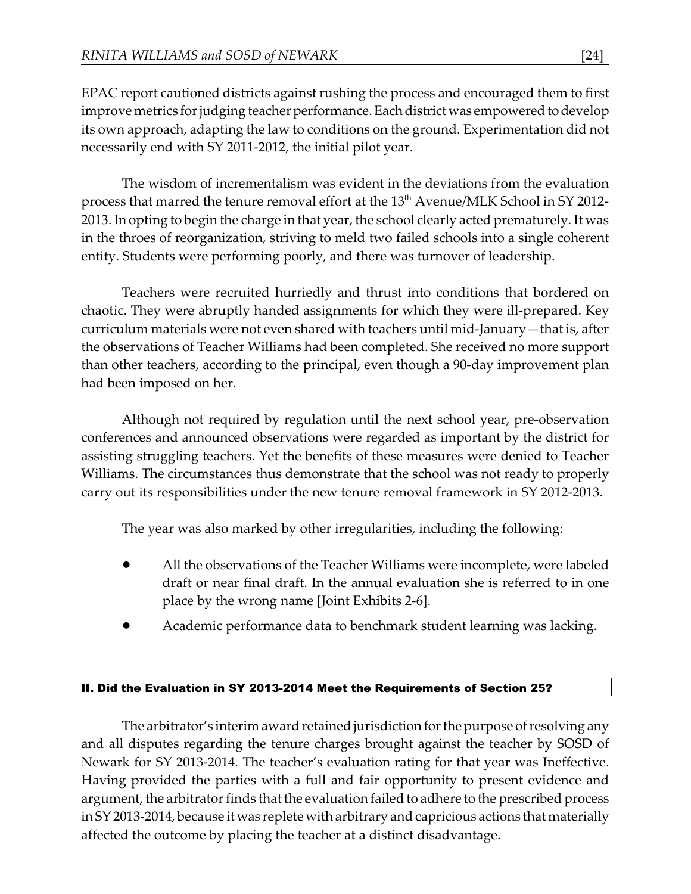EPAC report cautioned districts against rushing the process and encouraged them to first improve metrics for judging teacher performance. Each district was empowered to develop its own approach, adapting the law to conditions on the ground. Experimentation did not necessarily end with SY 2011-2012, the initial pilot year.

The wisdom of incrementalism was evident in the deviations from the evaluation process that marred the tenure removal effort at the 13th Avenue/MLK School in SY 2012-2013. In opting to begin the charge in that year, the school clearly acted prematurely. It was in the throes of reorganization, striving to meld two failed schools into a single coherent entity. Students were performing poorly, and there was turnover of leadership.

Teachers were recruited hurriedly and thrust into conditions that bordered on chaotic. They were abruptly handed assignments for which they were ill-prepared. Key curriculum materials were not even shared with teachers until mid-January—that is, after the observations of Teacher Williams had been completed. She received no more support than other teachers, according to the principal, even though a 90-day improvement plan had been imposed on her.

Although not required by regulation until the next school year, pre-observation conferences and announced observations were regarded as important by the district for assisting struggling teachers. Yet the benefits of these measures were denied to Teacher Williams. The circumstances thus demonstrate that the school was not ready to properly carry out its responsibilities under the new tenure removal framework in SY 2012-2013.

The year was also marked by other irregularities, including the following:

- All the observations of the Teacher Williams were incomplete, were labeled draft or near final draft. In the annual evaluation she is referred to in one place by the wrong name [Joint Exhibits 2-6].
- Academic performance data to benchmark student learning was lacking.

## II. Did the Evaluation in SY 2013-2014 Meet the Requirements of Section 25?

The arbitrator's interim award retained jurisdiction for the purpose of resolving any and all disputes regarding the tenure charges brought against the teacher by SOSD of Newark for SY 2013-2014. The teacher's evaluation rating for that year was Ineffective. Having provided the parties with a full and fair opportunity to present evidence and argument, the arbitrator finds that the evaluation failed to adhere to the prescribed process in SY 2013-2014, because it was replete with arbitrary and capricious actions that materially affected the outcome by placing the teacher at a distinct disadvantage.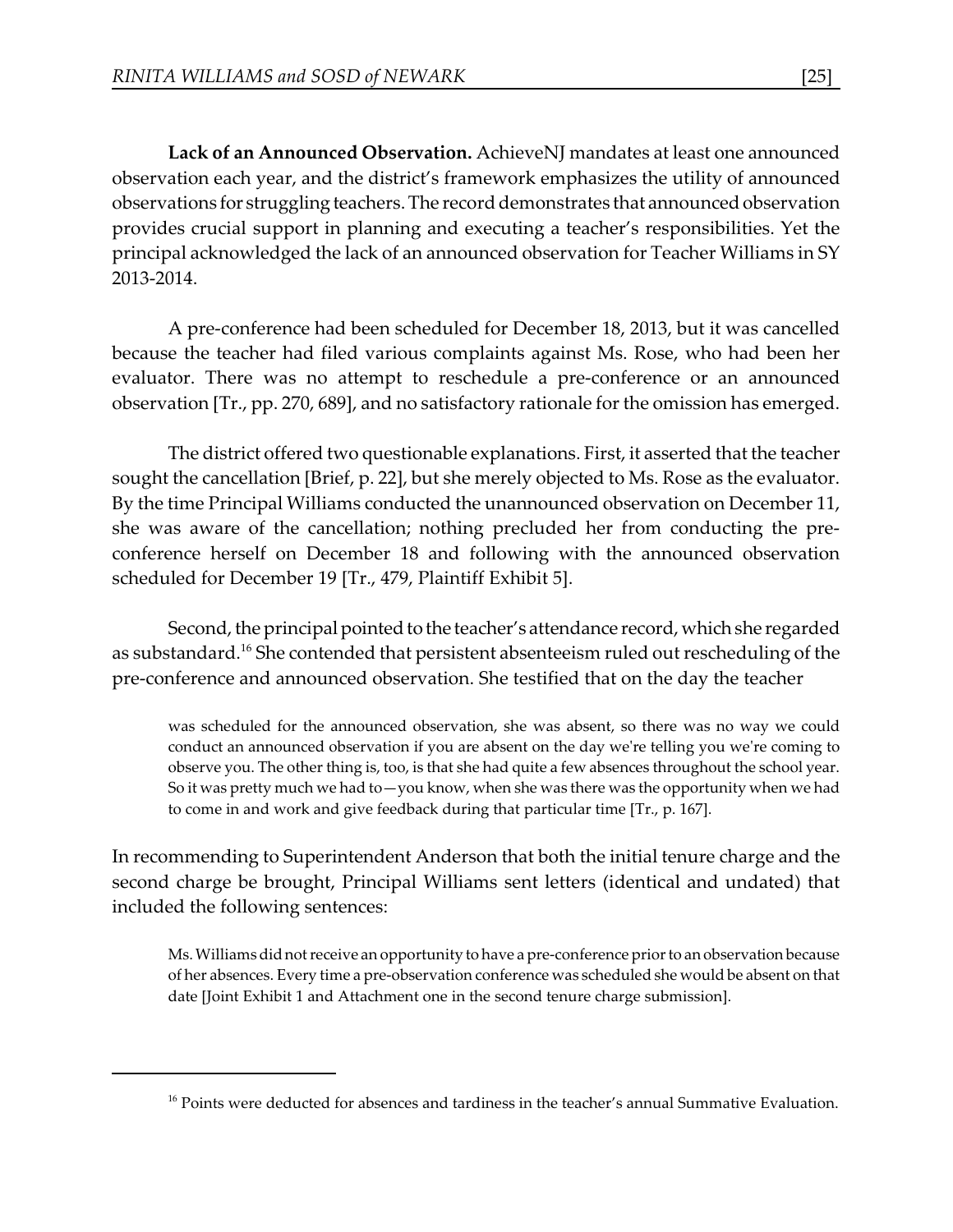**Lack of an Announced Observation.** AchieveNJ mandates at least one announced observation each year, and the district's framework emphasizes the utility of announced observations for struggling teachers. The record demonstrates that announced observation provides crucial support in planning and executing a teacher's responsibilities. Yet the principal acknowledged the lack of an announced observation for Teacher Williams in SY 2013-2014.

A pre-conference had been scheduled for December 18, 2013, but it was cancelled because the teacher had filed various complaints against Ms. Rose, who had been her evaluator. There was no attempt to reschedule a pre-conference or an announced observation [Tr., pp. 270, 689], and no satisfactory rationale for the omission has emerged.

The district offered two questionable explanations. First, it asserted that the teacher sought the cancellation [Brief, p. 22], but she merely objected to Ms. Rose as the evaluator. By the time Principal Williams conducted the unannounced observation on December 11, she was aware of the cancellation; nothing precluded her from conducting the pre-conference herself on December 18 and following with the announced observation scheduled for December 19 [Tr., 479, Plaintiff Exhibit 5].

Second, the principal pointed to the teacher's attendance record, which she regarded as substandard.[16] She contended that persistent absenteeism ruled out rescheduling of the pre-conference and announced observation. She testified that on the day the teacher

> was scheduled for the announced observation, she was absent, so there was no way we could conduct an announced observation if you are absent on the day we're telling you we're coming to observe you. The other thing is, too, is that she had quite a few absences throughout the school year. So it was pretty much we had to—you know, when she was there was the opportunity when we had to come in and work and give feedback during that particular time [Tr., p. 167].

In recommending to Superintendent Anderson that both the initial tenure charge and the second charge be brought, Principal Williams sent letters (identical and undated) that included the following sentences:

> Ms. Williams did not receive an opportunity to have a pre-conference prior to an observation because of her absences. Every time a pre-observation conference was scheduled she would be absent on that date [Joint Exhibit 1 and Attachment one in the second tenure charge submission].

---

[16] Points were deducted for absences and tardiness in the teacher's annual Summative Evaluation.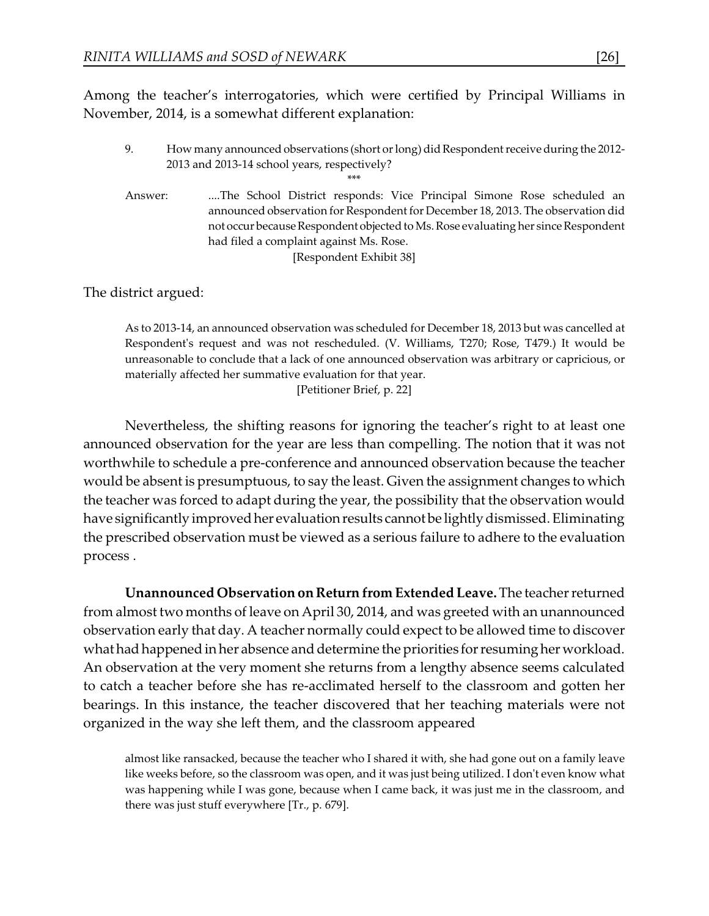Among the teacher's interrogatories, which were certified by Principal Williams in November, 2014, is a somewhat different explanation:

> 9. How many announced observations (short or long) did Respondent receive during the 2012-2013 and 2013-14 school years, respectively?
>
> \*\*\*
>
> Answer: ....The School District responds: Vice Principal Simone Rose scheduled an announced observation for Respondent for December 18, 2013. The observation did not occur because Respondent objected to Ms. Rose evaluating her since Respondent had filed a complaint against Ms. Rose.
>
> [Respondent Exhibit 38]

The district argued:

> As to 2013-14, an announced observation was scheduled for December 18, 2013 but was cancelled at Respondent's request and was not rescheduled. (V. Williams, T270; Rose, T479.) It would be unreasonable to conclude that a lack of one announced observation was arbitrary or capricious, or materially affected her summative evaluation for that year.
>
> [Petitioner Brief, p. 22]

Nevertheless, the shifting reasons for ignoring the teacher's right to at least one announced observation for the year are less than compelling. The notion that it was not worthwhile to schedule a pre-conference and announced observation because the teacher would be absent is presumptuous, to say the least. Given the assignment changes to which the teacher was forced to adapt during the year, the possibility that the observation would have significantly improved her evaluation results cannot be lightly dismissed. Eliminating the prescribed observation must be viewed as a serious failure to adhere to the evaluation process .

**Unannounced Observation on Return from Extended Leave.** The teacher returned from almost two months of leave on April 30, 2014, and was greeted with an unannounced observation early that day. A teacher normally could expect to be allowed time to discover what had happened in her absence and determine the priorities for resuming her workload. An observation at the very moment she returns from a lengthy absence seems calculated to catch a teacher before she has re-acclimated herself to the classroom and gotten her bearings. In this instance, the teacher discovered that her teaching materials were not organized in the way she left them, and the classroom appeared

> almost like ransacked, because the teacher who I shared it with, she had gone out on a family leave like weeks before, so the classroom was open, and it was just being utilized. I don't even know what was happening while I was gone, because when I came back, it was just me in the classroom, and there was just stuff everywhere [Tr., p. 679].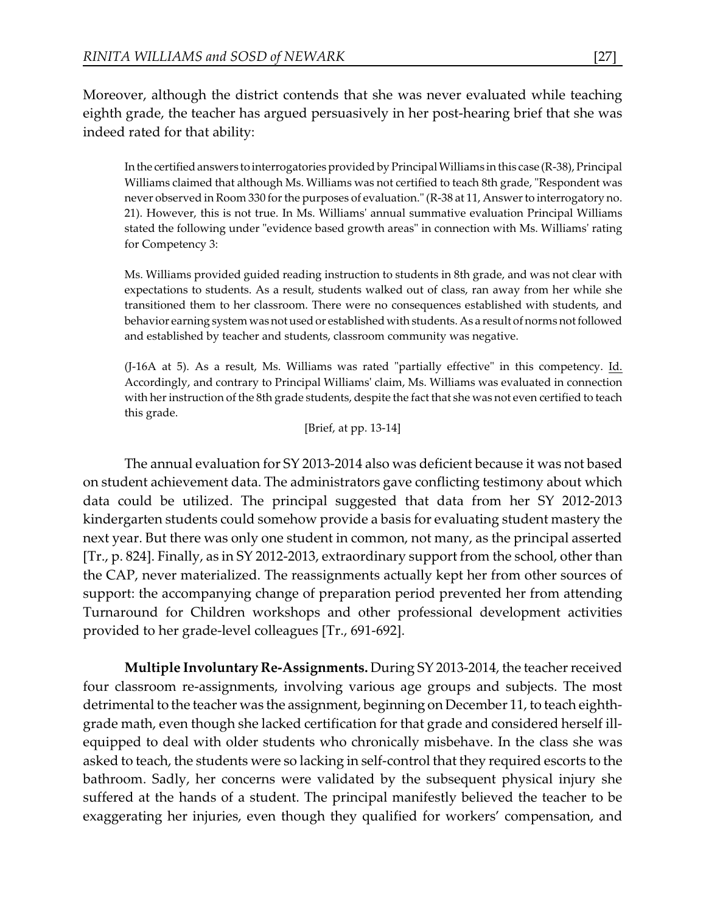Moreover, although the district contends that she was never evaluated while teaching eighth grade, the teacher has argued persuasively in her post-hearing brief that she was indeed rated for that ability:

> In the certified answers to interrogatories provided by Principal Williams in this case (R-38), Principal Williams claimed that although Ms. Williams was not certified to teach 8th grade, "Respondent was never observed in Room 330 for the purposes of evaluation." (R-38 at 11, Answer to interrogatory no. 21). However, this is not true. In Ms. Williams' annual summative evaluation Principal Williams stated the following under "evidence based growth areas" in connection with Ms. Williams' rating for Competency 3:
>
> Ms. Williams provided guided reading instruction to students in 8th grade, and was not clear with expectations to students. As a result, students walked out of class, ran away from her while she transitioned them to her classroom. There were no consequences established with students, and behavior earning system was not used or established with students. As a result of norms not followed and established by teacher and students, classroom community was negative.
>
> (J-16A at 5). As a result, Ms. Williams was rated "partially effective" in this competency. Id. Accordingly, and contrary to Principal Williams' claim, Ms. Williams was evaluated in connection with her instruction of the 8th grade students, despite the fact that she was not even certified to teach this grade.
>
> [Brief, at pp. 13-14]

The annual evaluation for SY 2013-2014 also was deficient because it was not based on student achievement data. The administrators gave conflicting testimony about which data could be utilized. The principal suggested that data from her SY 2012-2013 kindergarten students could somehow provide a basis for evaluating student mastery the next year. But there was only one student in common, not many, as the principal asserted [Tr., p. 824]. Finally, as in SY 2012-2013, extraordinary support from the school, other than the CAP, never materialized. The reassignments actually kept her from other sources of support: the accompanying change of preparation period prevented her from attending Turnaround for Children workshops and other professional development activities provided to her grade-level colleagues [Tr., 691-692].

**Multiple Involuntary Re-Assignments.** During SY 2013-2014, the teacher received four classroom re-assignments, involving various age groups and subjects. The most detrimental to the teacher was the assignment, beginning on December 11, to teach eighth-grade math, even though she lacked certification for that grade and considered herself ill-equipped to deal with older students who chronically misbehave. In the class she was asked to teach, the students were so lacking in self-control that they required escorts to the bathroom. Sadly, her concerns were validated by the subsequent physical injury she suffered at the hands of a student. The principal manifestly believed the teacher to be exaggerating her injuries, even though they qualified for workers' compensation, and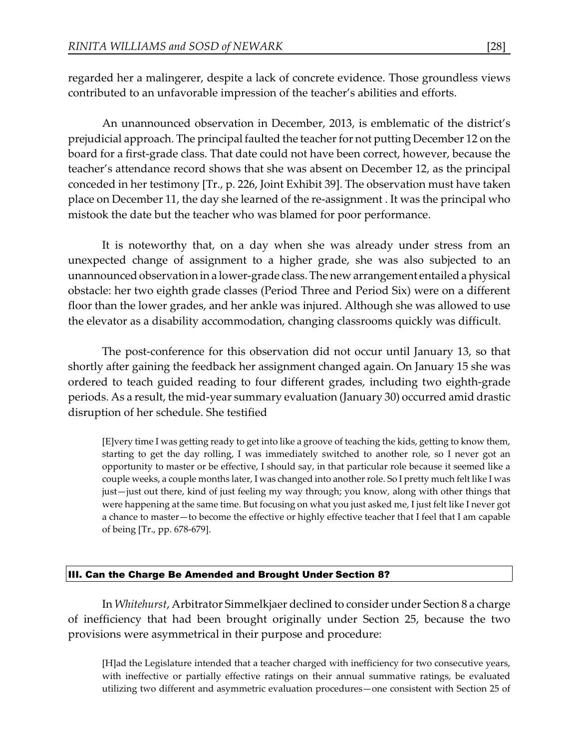regarded her a malingerer, despite a lack of concrete evidence. Those groundless views contributed to an unfavorable impression of the teacher's abilities and efforts.

An unannounced observation in December, 2013, is emblematic of the district's prejudicial approach. The principal faulted the teacher for not putting December 12 on the board for a first-grade class. That date could not have been correct, however, because the teacher's attendance record shows that she was absent on December 12, as the principal conceded in her testimony [Tr., p. 226, Joint Exhibit 39]. The observation must have taken place on December 11, the day she learned of the re-assignment . It was the principal who mistook the date but the teacher who was blamed for poor performance.

It is noteworthy that, on a day when she was already under stress from an unexpected change of assignment to a higher grade, she was also subjected to an unannounced observation in a lower-grade class. The new arrangement entailed a physical obstacle: her two eighth grade classes (Period Three and Period Six) were on a different floor than the lower grades, and her ankle was injured. Although she was allowed to use the elevator as a disability accommodation, changing classrooms quickly was difficult.

The post-conference for this observation did not occur until January 13, so that shortly after gaining the feedback her assignment changed again. On January 15 she was ordered to teach guided reading to four different grades, including two eighth-grade periods. As a result, the mid-year summary evaluation (January 30) occurred amid drastic disruption of her schedule. She testified

> [E]very time I was getting ready to get into like a groove of teaching the kids, getting to know them, starting to get the day rolling, I was immediately switched to another role, so I never got an opportunity to master or be effective, I should say, in that particular role because it seemed like a couple weeks, a couple months later, I was changed into another role. So I pretty much felt like I was just—just out there, kind of just feeling my way through; you know, along with other things that were happening at the same time. But focusing on what you just asked me, I just felt like I never got a chance to master—to become the effective or highly effective teacher that I feel that I am capable of being [Tr., pp. 678-679].

## III. Can the Charge Be Amended and Brought Under Section 8?

In *Whitehurst*, Arbitrator Simmelkjaer declined to consider under Section 8 a charge of inefficiency that had been brought originally under Section 25, because the two provisions were asymmetrical in their purpose and procedure:

> [H]ad the Legislature intended that a teacher charged with inefficiency for two consecutive years, with ineffective or partially effective ratings on their annual summative ratings, be evaluated utilizing two different and asymmetric evaluation procedures—one consistent with Section 25 of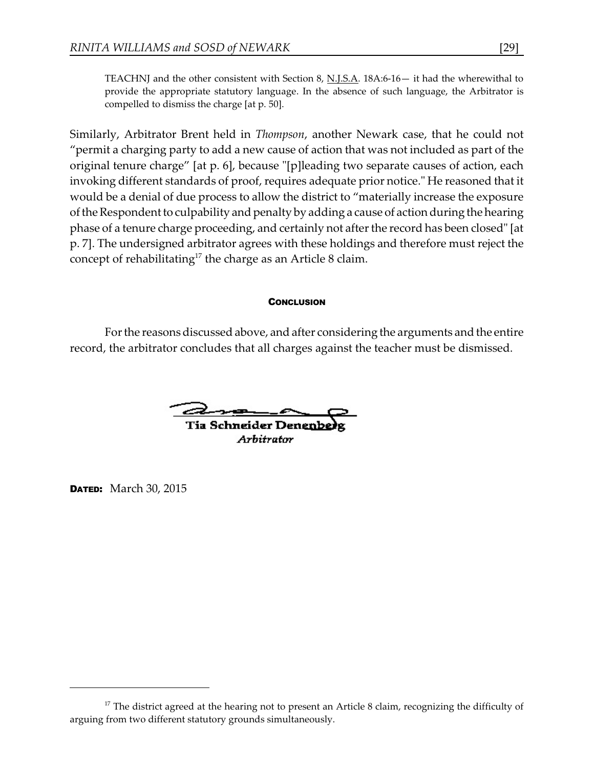> TEACHNJ and the other consistent with Section 8, N.J.S.A. 18A:6-16— it had the wherewithal to provide the appropriate statutory language. In the absence of such language, the Arbitrator is compelled to dismiss the charge [at p. 50].

Similarly, Arbitrator Brent held in *Thompson*, another Newark case, that he could not "permit a charging party to add a new cause of action that was not included as part of the original tenure charge" [at p. 6], because "[p]leading two separate causes of action, each invoking different standards of proof, requires adequate prior notice." He reasoned that it would be a denial of due process to allow the district to "materially increase the exposure of the Respondent to culpability and penalty by adding a cause of action during the hearing phase of a tenure charge proceeding, and certainly not after the record has been closed" [at p. 7]. The undersigned arbitrator agrees with these holdings and therefore must reject the concept of rehabilitating[17] the charge as an Article 8 claim.

## CONCLUSION

For the reasons discussed above, and after considering the arguments and the entire record, the arbitrator concludes that all charges against the teacher must be dismissed.

Tia Schneider Denenberg
*Arbitrator*

**DATED:** March 30, 2015

---

[17] The district agreed at the hearing not to present an Article 8 claim, recognizing the difficulty of arguing from two different statutory grounds simultaneously.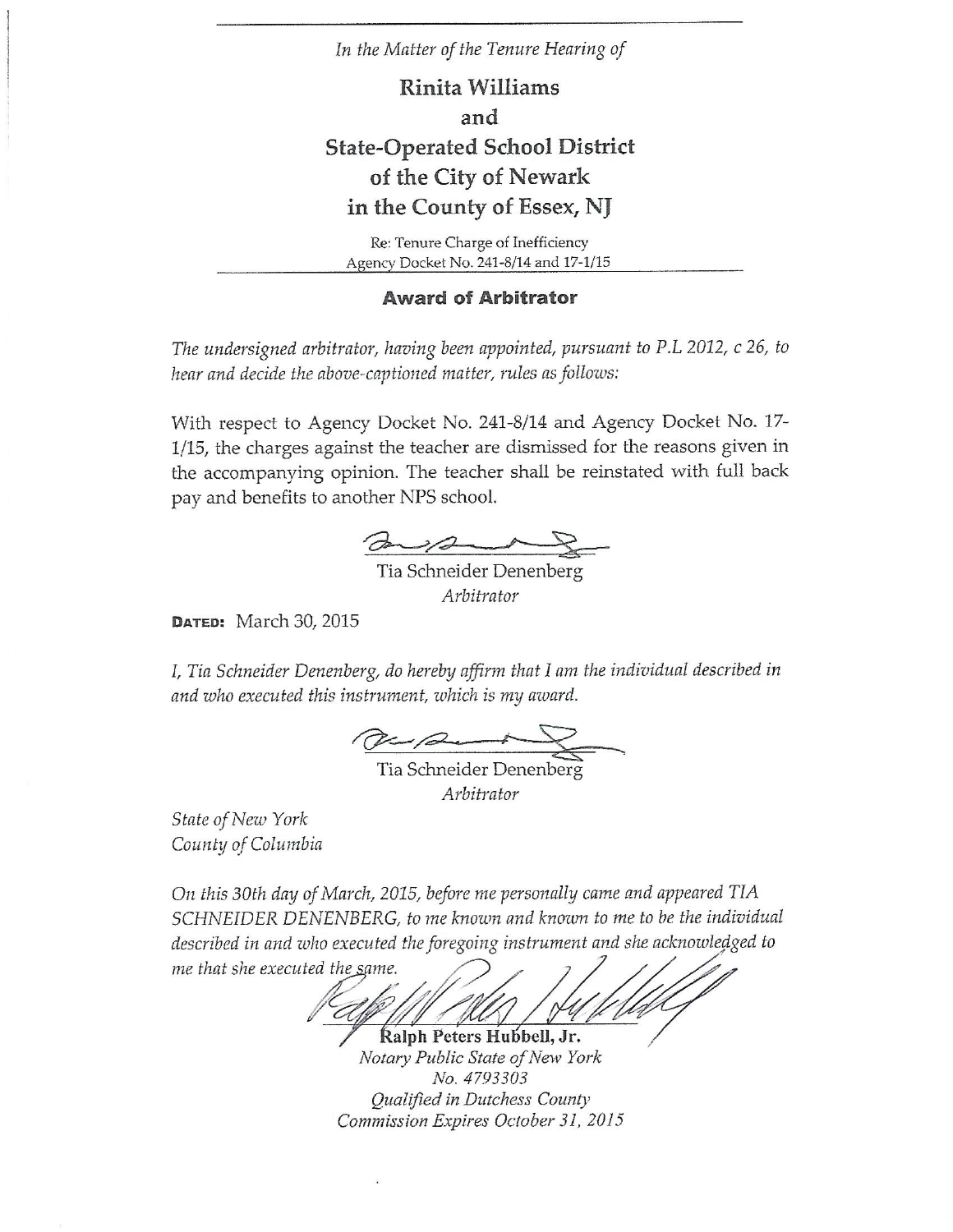*In the Matter of the Tenure Hearing of*

**Rinita Williams**
**and**
**State-Operated School District**
**of the City of Newark**
**in the County of Essex, NJ**

Re: Tenure Charge of Inefficiency
Agency Docket No. 241-8/14 and 17-1/15

## Award of Arbitrator

*The undersigned arbitrator, having been appointed, pursuant to P.L 2012, c 26, to hear and decide the above-captioned matter, rules as follows:*

With respect to Agency Docket No. 241-8/14 and Agency Docket No. 17-1/15, the charges against the teacher are dismissed for the reasons given in the accompanying opinion. The teacher shall be reinstated with full back pay and benefits to another NPS school.

Tia Schneider Denenberg
*Arbitrator*

**DATED:** March 30, 2015

*I, Tia Schneider Denenberg, do hereby affirm that I am the individual described in and who executed this instrument, which is my award.*

Tia Schneider Denenberg
*Arbitrator*

*State of New York*
*County of Columbia*

*On this 30th day of March, 2015, before me personally came and appeared TIA SCHNEIDER DENENBERG, to me known and known to me to be the individual described in and who executed the foregoing instrument and she acknowledged to me that she executed the same.*

**Ralph Peters Hubbell, Jr.**
*Notary Public State of New York*
*No. 4793303*
*Qualified in Dutchess County*
*Commission Expires October 31, 2015*